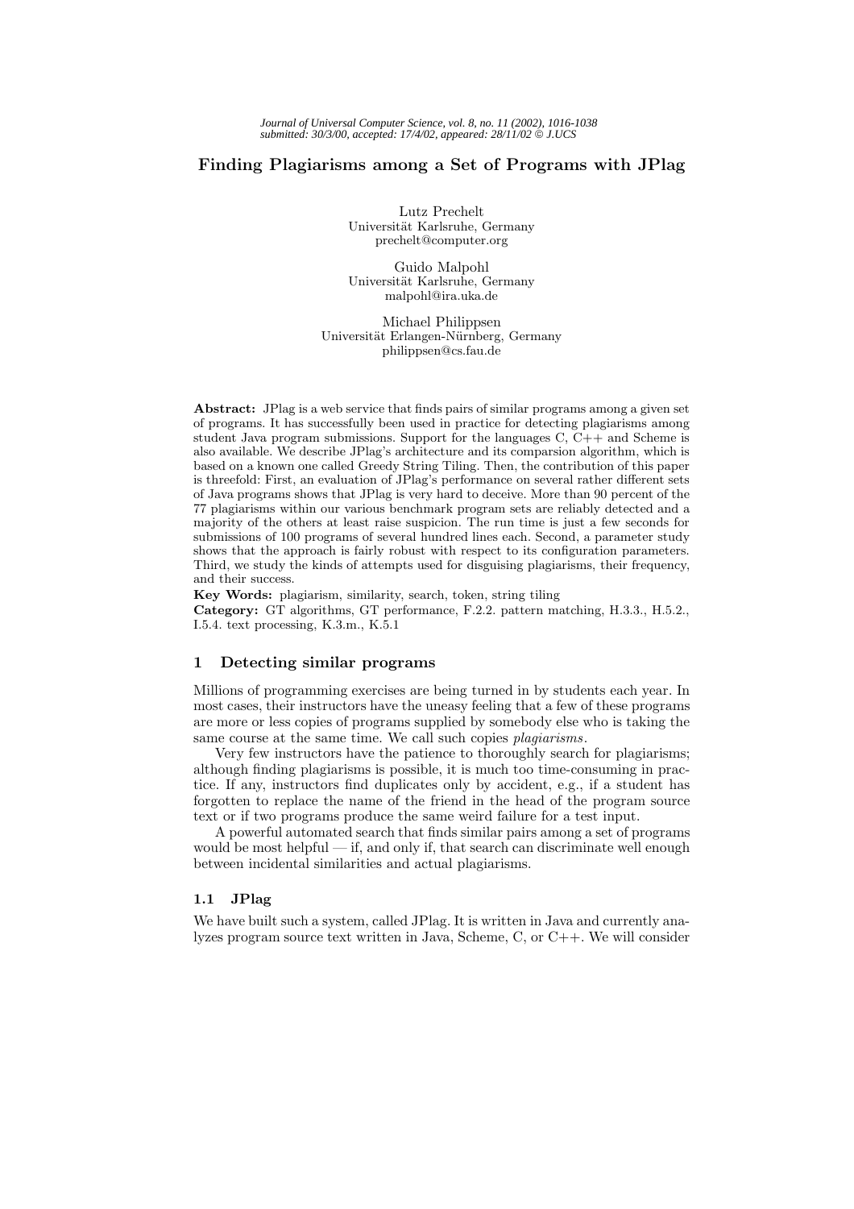# Finding Plagiarisms among a Set of Programs with JPlag

Lutz Prechelt
Universität Karlsruhe, Germany
prechelt@computer.org

Guido Malpohl
Universität Karlsruhe, Germany
malpohl@ira.uka.de

Michael Philippsen
Universität Erlangen-Nürnberg, Germany
philippsen@cs.fau.de

**Abstract:** JPlag is a web service that finds pairs of similar programs among a given set of programs. It has successfully been used in practice for detecting plagiarisms among student Java program submissions. Support for the languages C, C++ and Scheme is also available. We describe JPlag's architecture and its comparsion algorithm, which is based on a known one called Greedy String Tiling. Then, the contribution of this paper is threefold: First, an evaluation of JPlag's performance on several rather different sets of Java programs shows that JPlag is very hard to deceive. More than 90 percent of the 77 plagiarisms within our various benchmark program sets are reliably detected and a majority of the others at least raise suspicion. The run time is just a few seconds for submissions of 100 programs of several hundred lines each. Second, a parameter study shows that the approach is fairly robust with respect to its configuration parameters. Third, we study the kinds of attempts used for disguising plagiarisms, their frequency, and their success.

**Key Words:** plagiarism, similarity, search, token, string tiling

**Category:** GT algorithms, GT performance, F.2.2. pattern matching, H.3.3., H.5.2., I.5.4. text processing, K.3.m., K.5.1

## 1 Detecting similar programs

Millions of programming exercises are being turned in by students each year. In most cases, their instructors have the uneasy feeling that a few of these programs are more or less copies of programs supplied by somebody else who is taking the same course at the same time. We call such copies *plagiarisms*.

Very few instructors have the patience to thoroughly search for plagiarisms; although finding plagiarisms is possible, it is much too time-consuming in practice. If any, instructors find duplicates only by accident, e.g., if a student has forgotten to replace the name of the friend in the head of the program source text or if two programs produce the same weird failure for a test input.

A powerful automated search that finds similar pairs among a set of programs would be most helpful — if, and only if, that search can discriminate well enough between incidental similarities and actual plagiarisms.

### 1.1 JPlag

We have built such a system, called JPlag. It is written in Java and currently analyzes program source text written in Java, Scheme, C, or C++. We will consider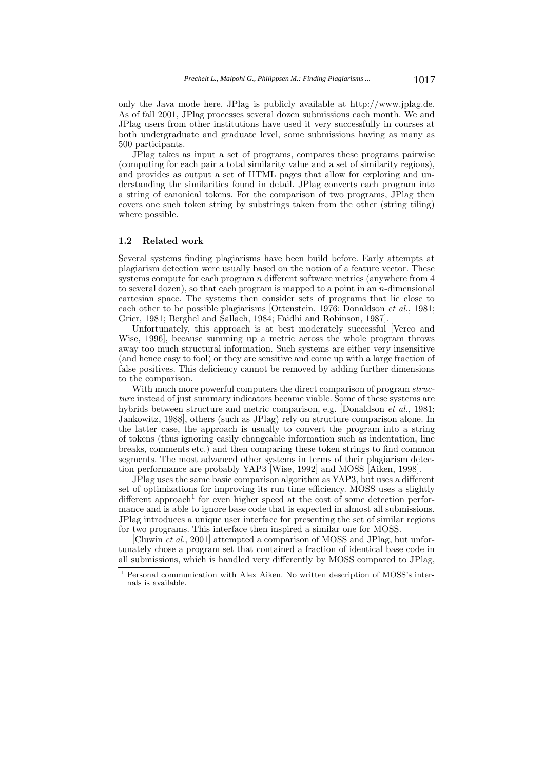only the Java mode here. JPlag is publicly available at http://www.jplag.de. As of fall 2001, JPlag processes several dozen submissions each month. We and JPlag users from other institutions have used it very successfully in courses at both undergraduate and graduate level, some submissions having as many as 500 participants.

JPlag takes as input a set of programs, compares these programs pairwise (computing for each pair a total similarity value and a set of similarity regions), and provides as output a set of HTML pages that allow for exploring and understanding the similarities found in detail. JPlag converts each program into a string of canonical tokens. For the comparison of two programs, JPlag then covers one such token string by substrings taken from the other (string tiling) where possible.

### 1.2 Related work

Several systems finding plagiarisms have been build before. Early attempts at plagiarism detection were usually based on the notion of a feature vector. These systems compute for each program $n$ different software metrics (anywhere from 4 to several dozen), so that each program is mapped to a point in an $n$-dimensional cartesian space. The systems then consider sets of programs that lie close to each other to be possible plagiarisms [Ottenstein, 1976; Donaldson *et al.*, 1981; Grier, 1981; Berghel and Sallach, 1984; Faidhi and Robinson, 1987].

Unfortunately, this approach is at best moderately successful [Verco and Wise, 1996], because summing up a metric across the whole program throws away too much structural information. Such systems are either very insensitive (and hence easy to fool) or they are sensitive and come up with a large fraction of false positives. This deficiency cannot be removed by adding further dimensions to the comparison.

With much more powerful computers the direct comparison of program *structure* instead of just summary indicators became viable. Some of these systems are hybrids between structure and metric comparison, e.g. [Donaldson *et al.*, 1981; Jankowitz, 1988], others (such as JPlag) rely on structure comparison alone. In the latter case, the approach is usually to convert the program into a string of tokens (thus ignoring easily changeable information such as indentation, line breaks, comments etc.) and then comparing these token strings to find common segments. The most advanced other systems in terms of their plagiarism detection performance are probably YAP3 [Wise, 1992] and MOSS [Aiken, 1998].

JPlag uses the same basic comparison algorithm as YAP3, but uses a different set of optimizations for improving its run time efficiency. MOSS uses a slightly different approach[1] for even higher speed at the cost of some detection performance and is able to ignore base code that is expected in almost all submissions. JPlag introduces a unique user interface for presenting the set of similar regions for two programs. This interface then inspired a similar one for MOSS.

[Cluwin *et al.*, 2001] attempted a comparison of MOSS and JPlag, but unfortunately chose a program set that contained a fraction of identical base code in all submissions, which is handled very differently by MOSS compared to JPlag,

[1] Personal communication with Alex Aiken. No written description of MOSS's internals is available.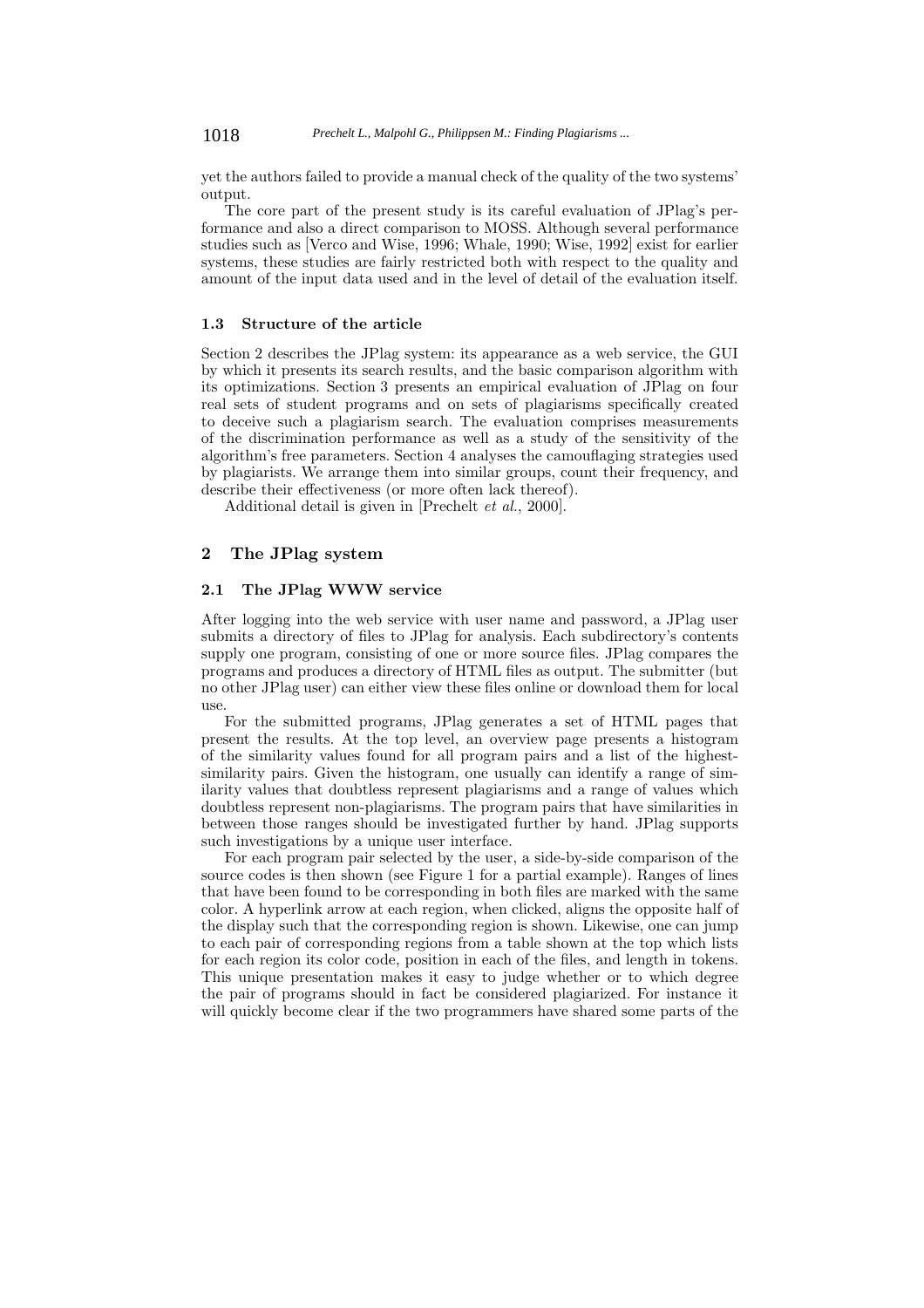yet the authors failed to provide a manual check of the quality of the two systems' output.

The core part of the present study is its careful evaluation of JPlag's performance and also a direct comparison to MOSS. Although several performance studies such as [Verco and Wise, 1996; Whale, 1990; Wise, 1992] exist for earlier systems, these studies are fairly restricted both with respect to the quality and amount of the input data used and in the level of detail of the evaluation itself.

### 1.3 Structure of the article

Section 2 describes the JPlag system: its appearance as a web service, the GUI by which it presents its search results, and the basic comparison algorithm with its optimizations. Section 3 presents an empirical evaluation of JPlag on four real sets of student programs and on sets of plagiarisms specifically created to deceive such a plagiarism search. The evaluation comprises measurements of the discrimination performance as well as a study of the sensitivity of the algorithm's free parameters. Section 4 analyses the camouflaging strategies used by plagiarists. We arrange them into similar groups, count their frequency, and describe their effectiveness (or more often lack thereof).

Additional detail is given in [Prechelt *et al.*, 2000].

## 2 The JPlag system

### 2.1 The JPlag WWW service

After logging into the web service with user name and password, a JPlag user submits a directory of files to JPlag for analysis. Each subdirectory's contents supply one program, consisting of one or more source files. JPlag compares the programs and produces a directory of HTML files as output. The submitter (but no other JPlag user) can either view these files online or download them for local use.

For the submitted programs, JPlag generates a set of HTML pages that present the results. At the top level, an overview page presents a histogram of the similarity values found for all program pairs and a list of the highest-similarity pairs. Given the histogram, one usually can identify a range of similarity values that doubtless represent plagiarisms and a range of values which doubtless represent non-plagiarisms. The program pairs that have similarities in between those ranges should be investigated further by hand. JPlag supports such investigations by a unique user interface.

For each program pair selected by the user, a side-by-side comparison of the source codes is then shown (see Figure 1 for a partial example). Ranges of lines that have been found to be corresponding in both files are marked with the same color. A hyperlink arrow at each region, when clicked, aligns the opposite half of the display such that the corresponding region is shown. Likewise, one can jump to each pair of corresponding regions from a table shown at the top which lists for each region its color code, position in each of the files, and length in tokens. This unique presentation makes it easy to judge whether or to which degree the pair of programs should in fact be considered plagiarized. For instance it will quickly become clear if the two programmers have shared some parts of the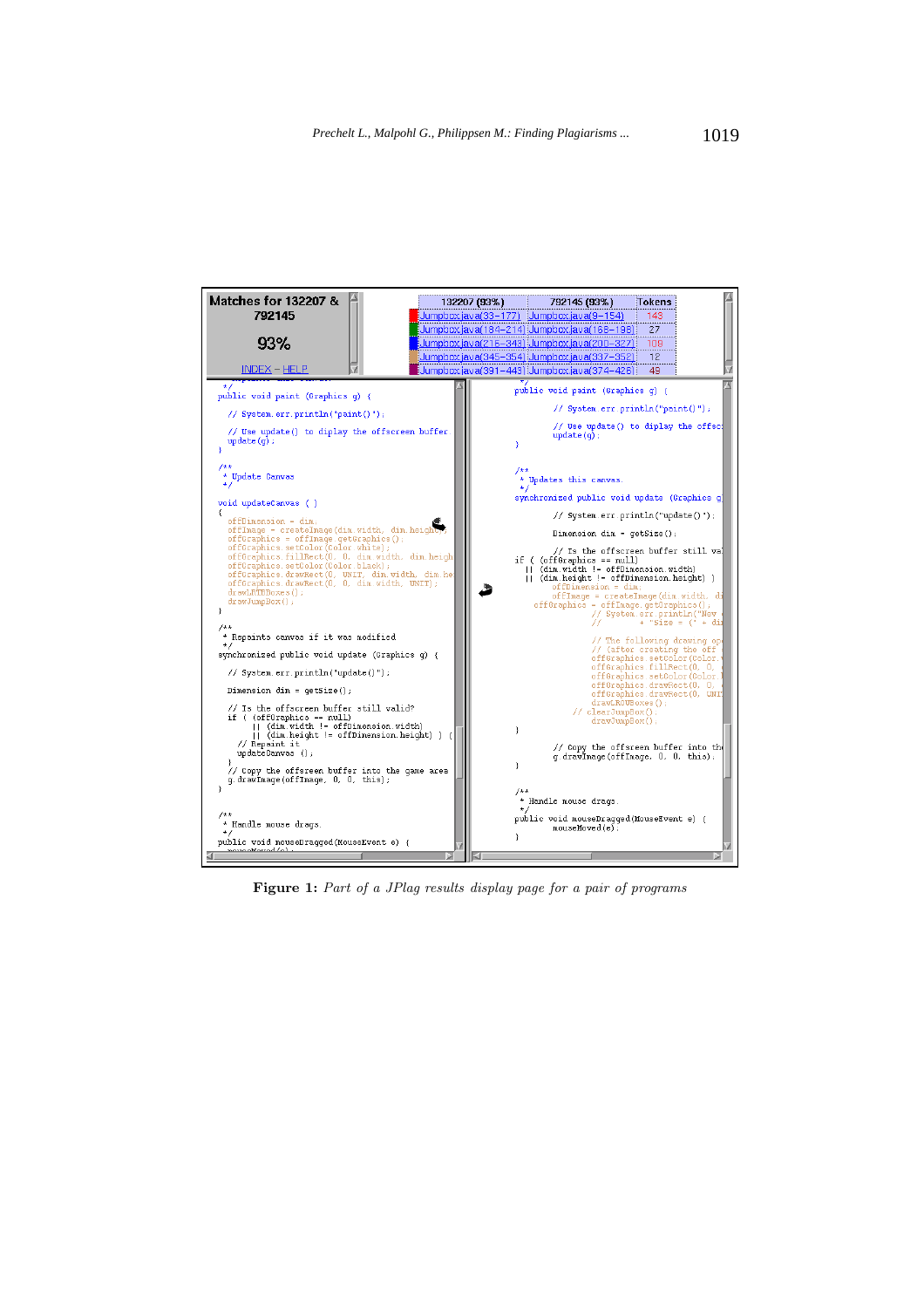**Matches for 132207 & 792145**

**93%**

INDEX – HELP

| 132207 (93%) | 792145 (93%) | Tokens |
|---|---|---|
| Jumpbox.java(33–177) | Jumpbox.java(9–154) | 143 |
| Jumpbox.java(184–214) | Jumpbox.java(165–195) | 27 |
| Jumpbox.java(216–343) | Jumpbox.java(200–327) | 108 |
| Jumpbox.java(345–354) | Jumpbox.java(337–352) | 12 |
| Jumpbox.java(391–443) | Jumpbox.java(374–426) | 48 |

```
 */
public void paint (Graphics g) {

  // System.err.println("paint()");

  // Use update() to diplay the offscreen buffer
  update(g);
}

/**
 * Update Canvas
 */

void updateCanvas ( )
{
  offDimension = dim;
  offImage = createImage(dim.width, dim.height);
  offGraphics = offImage.getGraphics();
  offGraphics.setColor(Color.white);
  offGraphics.fillRect(0, 0, dim.width, dim.heigh
  offGraphics.setColor(Color.black);
  offGraphics.drawRect(0, UNIT, dim.width, dim.he
  offGraphics.drawRect(0, 0, dim.width, UNIT);
  drawLRTBBoxes();
  drawJumpBox();
}

/**
 * Repaints canvas if it was modified
 */
synchronized public void update (Graphics g) {

  // System.err.println("update()");

  Dimension dim = getSize();

  // Is the offscreen buffer still valid?
  if ( (offGraphics == null)
       || (dim.width != offDimension.width)
       || (dim.height != offDimension.height) ) {
    // Repaint it
    updateCanvas ();
  }
  // Copy the offreen buffer into the game area
  g.drawImage(offImage, 0, 0, this);
}

/**
 * Handle mouse drags.
 */
public void mouseDragged(MouseEvent e) {
```

```
 */
public void paint (Graphics g) {

        // System.err.println("paint()");

        // Use update() to diplay the offsc
        update(g);
}


/**
 * Updates this canvas.
 */
synchronized public void update (Graphics g

        // System.err.println("update()");

        Dimension dim = getSize();

        // Is the offscreen buffer still va
if ( (offGraphics == null)
  || (dim.width != offDimension.width)
  || (dim.height != offDimension.height) )
        offDimension = dim;
        offImage = createImage(dim.width, di
    offGraphics = offImage.getGraphics();
            // System.err.println("New
            //        + "Size = (" + di

            // The following drawing op
            // (after creating the off
            offGraphics.setColor(Color.
            offGraphics.fillRect(0, 0,
            offGraphics.setColor(Color.
            offGraphics.drawRect(0, 0,
            offGraphics.drawRect(0, UNI
            drawLRUDBoxes();
        // clearJumpBox();
            drawJumpBox();
}

        // Copy the offscreen buffer into th
        g.drawImage(offImage, 0, 0, this);
}

/**
 * Handle mouse drags.
 */
public void mouseDragged(MouseEvent e) {
        mouseMoved(e);
}
```

**Figure 1:** *Part of a JPlag results display page for a pair of programs*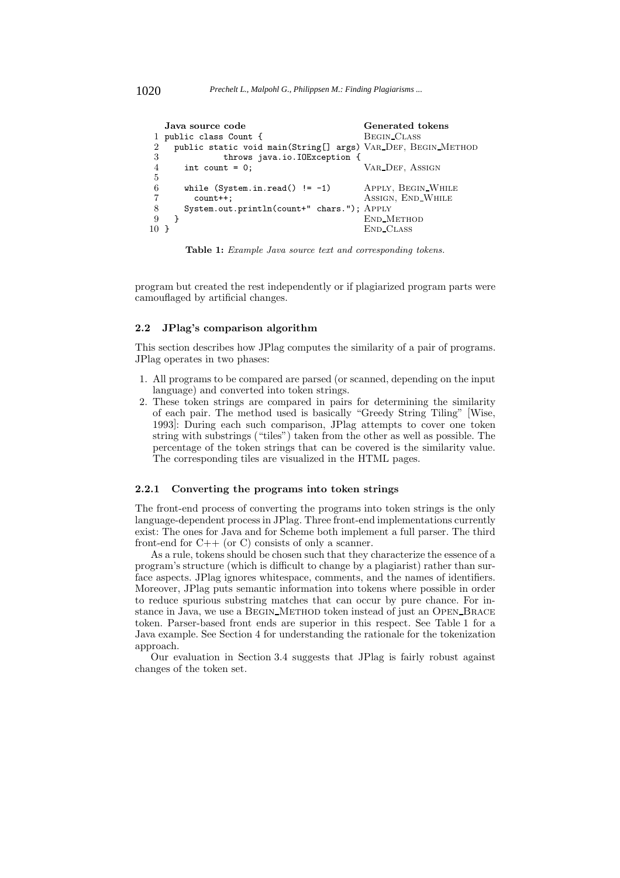| | Java source code | Generated tokens |
|---|---|---|
| 1 | `public class Count {` | Begin_Class |
| 2 | `public static void main(String[] args)` | Var_Def, Begin_Method |
| 3 | `throws java.io.IOException {` | |
| 4 | `int count = 0;` | Var_Def, Assign |
| 5 | | |
| 6 | `while (System.in.read() != -1)` | Apply, Begin_While |
| 7 | `count++;` | Assign, End_While |
| 8 | `System.out.println(count+" chars.");` | Apply |
| 9 | `}` | End_Method |
| 10 | `}` | End_Class |

**Table 1:** *Example Java source text and corresponding tokens.*

program but created the rest independently or if plagiarized program parts were camouflaged by artificial changes.

### 2.2 JPlag's comparison algorithm

This section describes how JPlag computes the similarity of a pair of programs. JPlag operates in two phases:

1. All programs to be compared are parsed (or scanned, depending on the input language) and converted into token strings.
2. These token strings are compared in pairs for determining the similarity of each pair. The method used is basically "Greedy String Tiling" [Wise, 1993]: During each such comparison, JPlag attempts to cover one token string with substrings ("tiles") taken from the other as well as possible. The percentage of the token strings that can be covered is the similarity value. The corresponding tiles are visualized in the HTML pages.

#### 2.2.1 Converting the programs into token strings

The front-end process of converting the programs into token strings is the only language-dependent process in JPlag. Three front-end implementations currently exist: The ones for Java and for Scheme both implement a full parser. The third front-end for C++ (or C) consists of only a scanner.

As a rule, tokens should be chosen such that they characterize the essence of a program's structure (which is difficult to change by a plagiarist) rather than surface aspects. JPlag ignores whitespace, comments, and the names of identifiers. Moreover, JPlag puts semantic information into tokens where possible in order to reduce spurious substring matches that can occur by pure chance. For instance in Java, we use a Begin_Method token instead of just an Open_Brace token. Parser-based front ends are superior in this respect. See Table 1 for a Java example. See Section 4 for understanding the rationale for the tokenization approach.

Our evaluation in Section 3.4 suggests that JPlag is fairly robust against changes of the token set.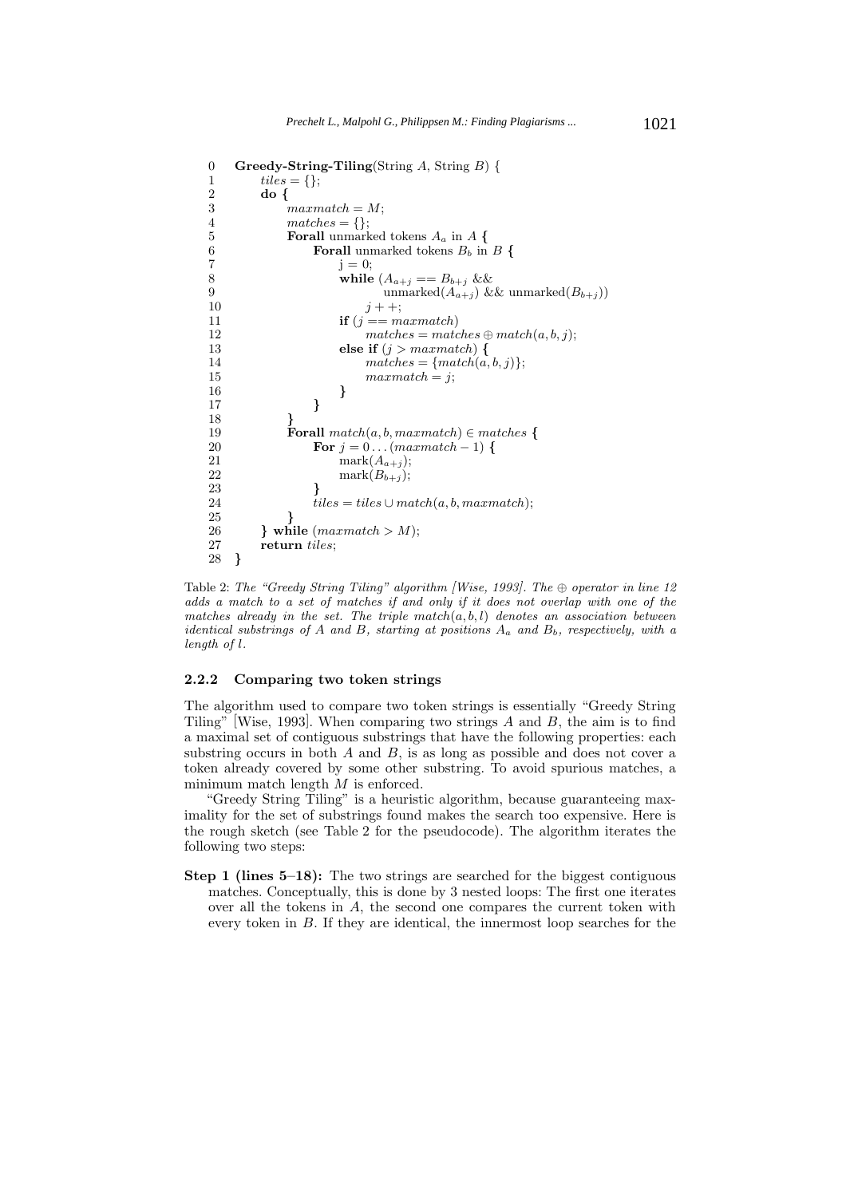```
0   Greedy-String-Tiling(String A, String B) {
1       tiles = {};
2       do {
3           maxmatch = M;
4           matches = {};
5           Forall unmarked tokens A_a in A {
6               Forall unmarked tokens B_b in B {
7                   j = 0;
8                   while (A_{a+j} == B_{b+j} &&
9                           unmarked(A_{a+j}) && unmarked(B_{b+j}))
10                      j++;
11                  if (j == maxmatch)
12                      matches = matches ⊕ match(a, b, j);
13                  else if (j > maxmatch) {
14                      matches = {match(a, b, j)};
15                      maxmatch = j;
16                  }
17              }
18          }
19          Forall match(a, b, maxmatch) ∈ matches {
20              For j = 0 ... (maxmatch − 1) {
21                  mark(A_{a+j});
22                  mark(B_{b+j});
23              }
24              tiles = tiles ∪ match(a, b, maxmatch);
25          }
26      } while (maxmatch > M);
27      return tiles;
28  }
```

Table 2: *The "Greedy String Tiling" algorithm [Wise, 1993]. The $\oplus$ operator in line 12 adds a match to a set of matches if and only if it does not overlap with one of the matches already in the set. The triple $match(a, b, l)$ denotes an association between identical substrings of $A$ and $B$, starting at positions $A_a$ and $B_b$, respectively, with a length of $l$.*

### 2.2.2 Comparing two token strings

The algorithm used to compare two token strings is essentially "Greedy String Tiling" [Wise, 1993]. When comparing two strings $A$ and $B$, the aim is to find a maximal set of contiguous substrings that have the following properties: each substring occurs in both $A$ and $B$, is as long as possible and does not cover a token already covered by some other substring. To avoid spurious matches, a minimum match length $M$ is enforced.

"Greedy String Tiling" is a heuristic algorithm, because guaranteeing maximality for the set of substrings found makes the search too expensive. Here is the rough sketch (see Table 2 for the pseudocode). The algorithm iterates the following two steps:

**Step 1 (lines 5–18):** The two strings are searched for the biggest contiguous matches. Conceptually, this is done by 3 nested loops: The first one iterates over all the tokens in $A$, the second one compares the current token with every token in $B$. If they are identical, the innermost loop searches for the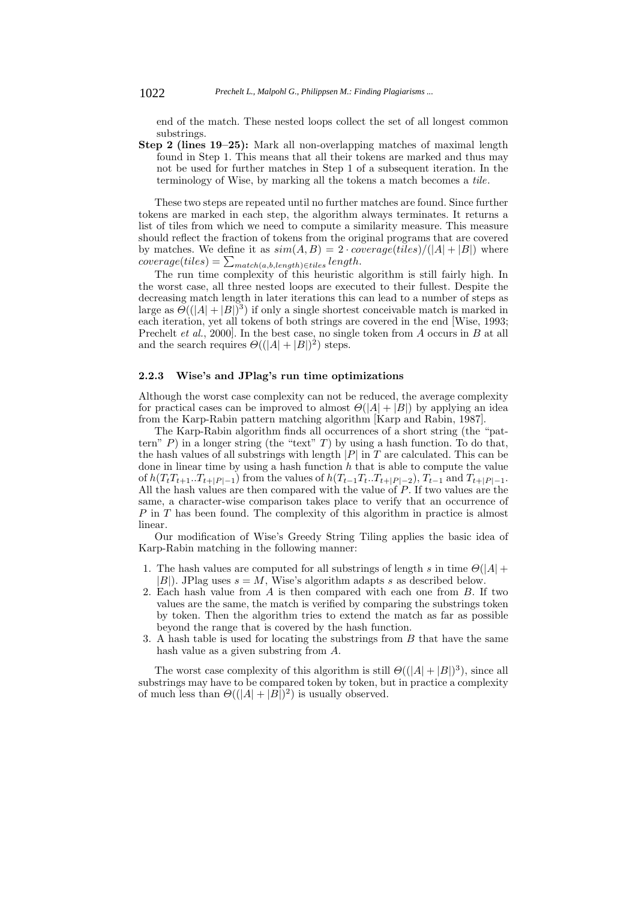end of the match. These nested loops collect the set of all longest common substrings.

**Step 2 (lines 19–25):** Mark all non-overlapping matches of maximal length found in Step 1. This means that all their tokens are marked and thus may not be used for further matches in Step 1 of a subsequent iteration. In the terminology of Wise, by marking all the tokens a match becomes a *tile*.

These two steps are repeated until no further matches are found. Since further tokens are marked in each step, the algorithm always terminates. It returns a list of tiles from which we need to compute a similarity measure. This measure should reflect the fraction of tokens from the original programs that are covered by matches. We define it as $sim(A, B) = 2 \cdot coverage(tiles)/(|A| + |B|)$ where $coverage(tiles) = \sum_{match(a,b,length) \in tiles} length$.

The run time complexity of this heuristic algorithm is still fairly high. In the worst case, all three nested loops are executed to their fullest. Despite the decreasing match length in later iterations this can lead to a number of steps as large as $\Theta((|A| + |B|)^3)$ if only a single shortest conceivable match is marked in each iteration, yet all tokens of both strings are covered in the end [Wise, 1993; Prechelt *et al.*, 2000]. In the best case, no single token from $A$ occurs in $B$ at all and the search requires $\Theta((|A| + |B|)^2)$ steps.

### 2.2.3 Wise's and JPlag's run time optimizations

Although the worst case complexity can not be reduced, the average complexity for practical cases can be improved to almost $\Theta(|A| + |B|)$ by applying an idea from the Karp-Rabin pattern matching algorithm [Karp and Rabin, 1987].

The Karp-Rabin algorithm finds all occurrences of a short string (the "pattern" $P$) in a longer string (the "text" $T$) by using a hash function. To do that, the hash values of all substrings with length $|P|$ in $T$ are calculated. This can be done in linear time by using a hash function $h$ that is able to compute the value of $h(T_t T_{t+1} .. T_{t+|P|-1})$ from the values of $h(T_{t-1} T_t .. T_{t+|P|-2})$, $T_{t-1}$ and $T_{t+|P|-1}$. All the hash values are then compared with the value of $P$. If two values are the same, a character-wise comparison takes place to verify that an occurrence of $P$ in $T$ has been found. The complexity of this algorithm in practice is almost linear.

Our modification of Wise's Greedy String Tiling applies the basic idea of Karp-Rabin matching in the following manner:

1. The hash values are computed for all substrings of length $s$ in time $\Theta(|A| + |B|)$. JPlag uses $s = M$, Wise's algorithm adapts $s$ as described below.
2. Each hash value from $A$ is then compared with each one from $B$. If two values are the same, the match is verified by comparing the substrings token by token. Then the algorithm tries to extend the match as far as possible beyond the range that is covered by the hash function.
3. A hash table is used for locating the substrings from $B$ that have the same hash value as a given substring from $A$.

The worst case complexity of this algorithm is still $\Theta((|A| + |B|)^3)$, since all substrings may have to be compared token by token, but in practice a complexity of much less than $\Theta((|A| + |B|)^2)$ is usually observed.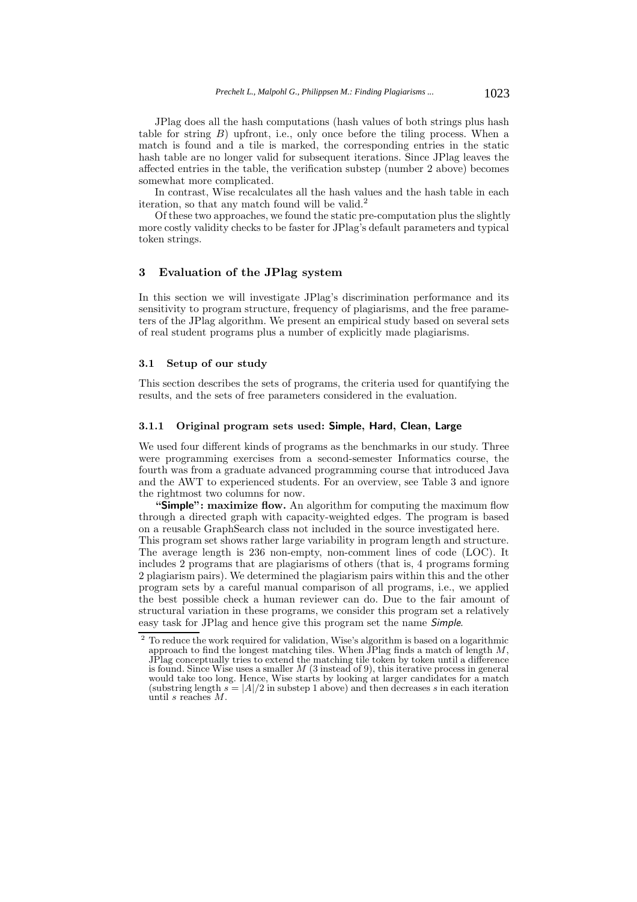JPlag does all the hash computations (hash values of both strings plus hash table for string $B$) upfront, i.e., only once before the tiling process. When a match is found and a tile is marked, the corresponding entries in the static hash table are no longer valid for subsequent iterations. Since JPlag leaves the affected entries in the table, the verification substep (number 2 above) becomes somewhat more complicated.

In contrast, Wise recalculates all the hash values and the hash table in each iteration, so that any match found will be valid.[2]

Of these two approaches, we found the static pre-computation plus the slightly more costly validity checks to be faster for JPlag's default parameters and typical token strings.

## 3 Evaluation of the JPlag system

In this section we will investigate JPlag's discrimination performance and its sensitivity to program structure, frequency of plagiarisms, and the free parameters of the JPlag algorithm. We present an empirical study based on several sets of real student programs plus a number of explicitly made plagiarisms.

### 3.1 Setup of our study

This section describes the sets of programs, the criteria used for quantifying the results, and the sets of free parameters considered in the evaluation.

#### 3.1.1 Original program sets used: Simple, Hard, Clean, Large

We used four different kinds of programs as the benchmarks in our study. Three were programming exercises from a second-semester Informatics course, the fourth was from a graduate advanced programming course that introduced Java and the AWT to experienced students. For an overview, see Table 3 and ignore the rightmost two columns for now.

**"Simple": maximize flow.** An algorithm for computing the maximum flow through a directed graph with capacity-weighted edges. The program is based on a reusable GraphSearch class not included in the source investigated here. This program set shows rather large variability in program length and structure. The average length is 236 non-empty, non-comment lines of code (LOC). It includes 2 programs that are plagiarisms of others (that is, 4 programs forming 2 plagiarism pairs). We determined the plagiarism pairs within this and the other program sets by a careful manual comparison of all programs, i.e., we applied the best possible check a human reviewer can do. Due to the fair amount of structural variation in these programs, we consider this program set a relatively easy task for JPlag and hence give this program set the name *Simple*.

[2] To reduce the work required for validation, Wise's algorithm is based on a logarithmic approach to find the longest matching tiles. When JPlag finds a match of length $M$, JPlag conceptually tries to extend the matching tile token by token until a difference is found. Since Wise uses a smaller $M$ (3 instead of 9), this iterative process in general would take too long. Hence, Wise starts by looking at larger candidates for a match (substring length $s = |A|/2$ in substep 1 above) and then decreases $s$ in each iteration until $s$ reaches $M$.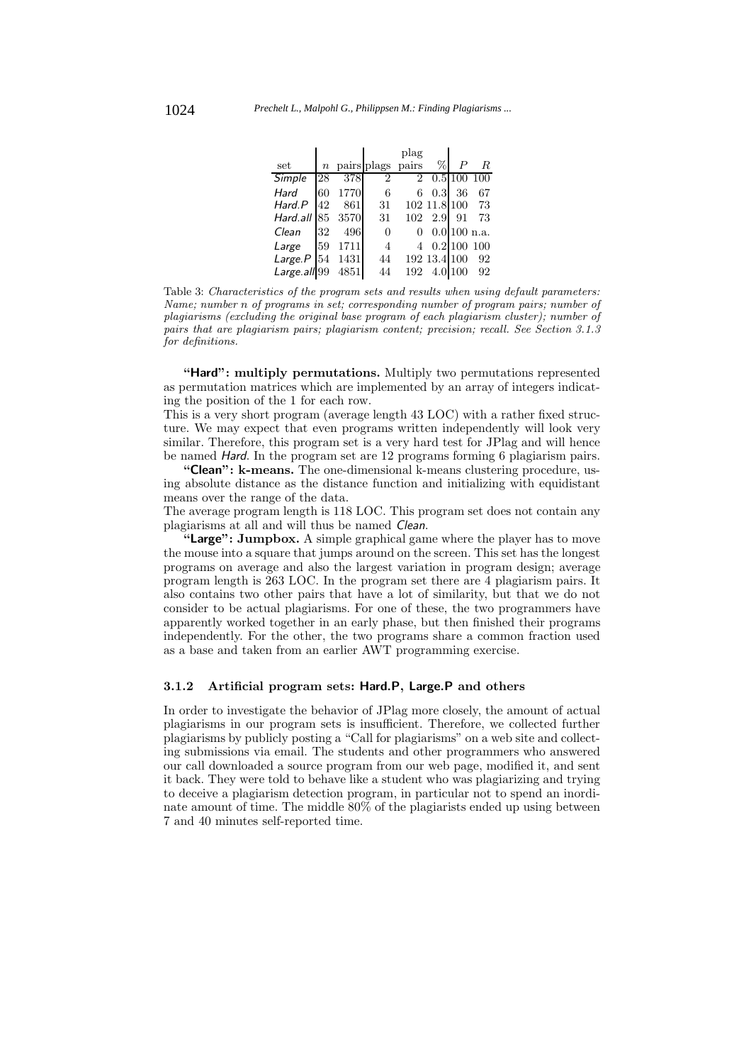| set | $n$ | pairs | plags | plag pairs | % | $P$ | $R$ |
|---|---|---|---|---|---|---|---|
| *Simple* | 28 | 378 | 2 | 2 | 0.5 | 100 | 100 |
| *Hard* | 60 | 1770 | 6 | 6 | 0.3 | 36 | 67 |
| *Hard.P* | 42 | 861 | 31 | 102 | 11.8 | 100 | 73 |
| *Hard.all* | 85 | 3570 | 31 | 102 | 2.9 | 91 | 73 |
| *Clean* | 32 | 496 | 0 | 0 | 0.0 | 100 | n.a. |
| *Large* | 59 | 1711 | 4 | 4 | 0.2 | 100 | 100 |
| *Large.P* | 54 | 1431 | 44 | 192 | 13.4 | 100 | 92 |
| *Large.all* | 99 | 4851 | 44 | 192 | 4.0 | 100 | 92 |

Table 3: *Characteristics of the program sets and results when using default parameters: Name; number n of programs in set; corresponding number of program pairs; number of plagiarisms (excluding the original base program of each plagiarism cluster); number of pairs that are plagiarism pairs; plagiarism content; precision; recall. See Section 3.1.3 for definitions.*

**"Hard": multiply permutations.** Multiply two permutations represented as permutation matrices which are implemented by an array of integers indicating the position of the 1 for each row.

This is a very short program (average length 43 LOC) with a rather fixed structure. We may expect that even programs written independently will look very similar. Therefore, this program set is a very hard test for JPlag and will hence be named *Hard*. In the program set are 12 programs forming 6 plagiarism pairs.

**"Clean": k-means.** The one-dimensional k-means clustering procedure, using absolute distance as the distance function and initializing with equidistant means over the range of the data.

The average program length is 118 LOC. This program set does not contain any plagiarisms at all and will thus be named *Clean*.

**"Large": Jumpbox.** A simple graphical game where the player has to move the mouse into a square that jumps around on the screen. This set has the longest programs on average and also the largest variation in program design; average program length is 263 LOC. In the program set there are 4 plagiarism pairs. It also contains two other pairs that have a lot of similarity, but that we do not consider to be actual plagiarisms. For one of these, the two programmers have apparently worked together in an early phase, but then finished their programs independently. For the other, the two programs share a common fraction used as a base and taken from an earlier AWT programming exercise.

### 3.1.2 Artificial program sets: Hard.P, Large.P and others

In order to investigate the behavior of JPlag more closely, the amount of actual plagiarisms in our program sets is insufficient. Therefore, we collected further plagiarisms by publicly posting a "Call for plagiarisms" on a web site and collecting submissions via email. The students and other programmers who answered our call downloaded a source program from our web page, modified it, and sent it back. They were told to behave like a student who was plagiarizing and trying to deceive a plagiarism detection program, in particular not to spend an inordinate amount of time. The middle 80% of the plagiarists ended up using between 7 and 40 minutes self-reported time.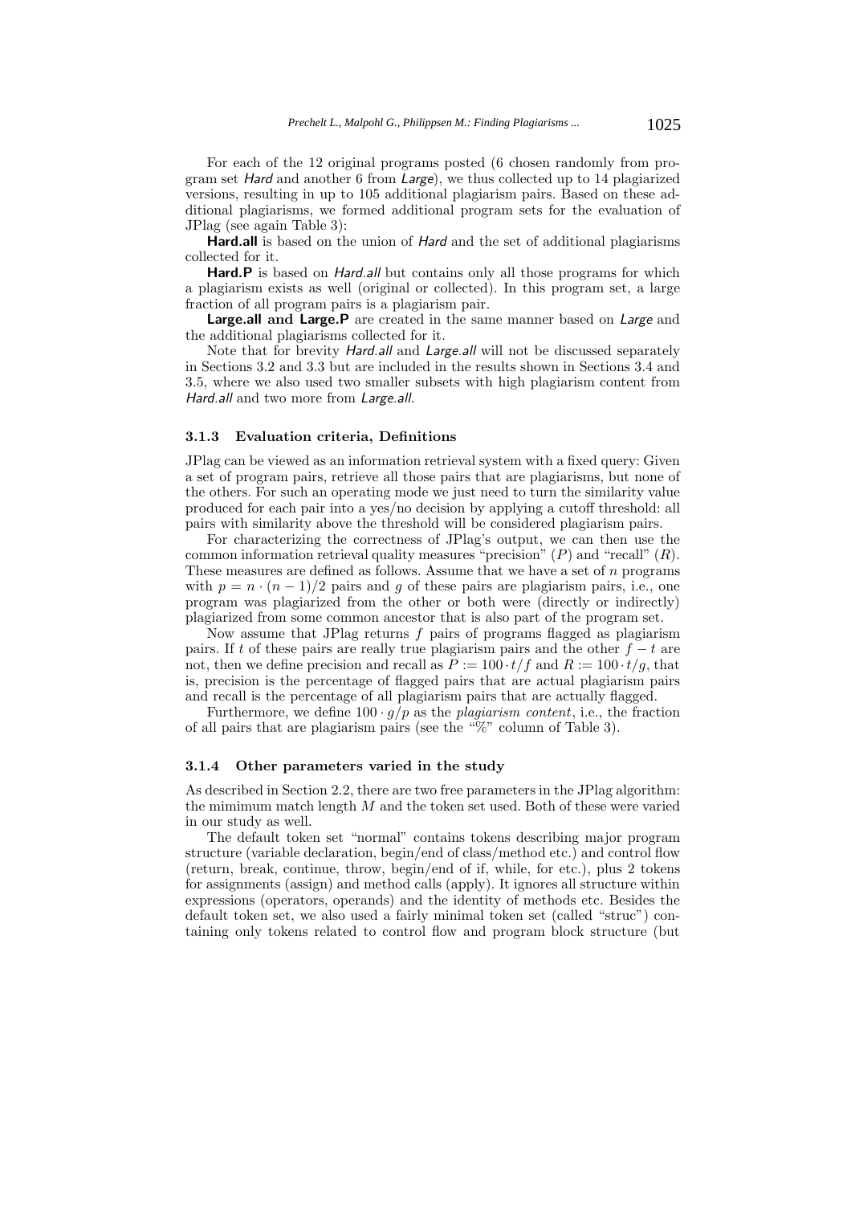For each of the 12 original programs posted (6 chosen randomly from program set *Hard* and another 6 from *Large*), we thus collected up to 14 plagiarized versions, resulting in up to 105 additional plagiarism pairs. Based on these additional plagiarisms, we formed additional program sets for the evaluation of JPlag (see again Table 3):

**Hard.all** is based on the union of *Hard* and the set of additional plagiarisms collected for it.

**Hard.P** is based on *Hard.all* but contains only all those programs for which a plagiarism exists as well (original or collected). In this program set, a large fraction of all program pairs is a plagiarism pair.

**Large.all and Large.P** are created in the same manner based on *Large* and the additional plagiarisms collected for it.

Note that for brevity *Hard.all* and *Large.all* will not be discussed separately in Sections 3.2 and 3.3 but are included in the results shown in Sections 3.4 and 3.5, where we also used two smaller subsets with high plagiarism content from *Hard.all* and two more from *Large.all*.

### 3.1.3 Evaluation criteria, Definitions

JPlag can be viewed as an information retrieval system with a fixed query: Given a set of program pairs, retrieve all those pairs that are plagiarisms, but none of the others. For such an operating mode we just need to turn the similarity value produced for each pair into a yes/no decision by applying a cutoff threshold: all pairs with similarity above the threshold will be considered plagiarism pairs.

For characterizing the correctness of JPlag's output, we can then use the common information retrieval quality measures "precision" ($P$) and "recall" ($R$). These measures are defined as follows. Assume that we have a set of $n$ programs with $p = n \cdot (n-1)/2$ pairs and $g$ of these pairs are plagiarism pairs, i.e., one program was plagiarized from the other or both were (directly or indirectly) plagiarized from some common ancestor that is also part of the program set.

Now assume that JPlag returns $f$ pairs of programs flagged as plagiarism pairs. If $t$ of these pairs are really true plagiarism pairs and the other $f - t$ are not, then we define precision and recall as $P := 100 \cdot t/f$ and $R := 100 \cdot t/g$, that is, precision is the percentage of flagged pairs that are actual plagiarism pairs and recall is the percentage of all plagiarism pairs that are actually flagged.

Furthermore, we define $100 \cdot g/p$ as the *plagiarism content*, i.e., the fraction of all pairs that are plagiarism pairs (see the "%" column of Table 3).

### 3.1.4 Other parameters varied in the study

As described in Section 2.2, there are two free parameters in the JPlag algorithm: the mimimum match length $M$ and the token set used. Both of these were varied in our study as well.

The default token set "normal" contains tokens describing major program structure (variable declaration, begin/end of class/method etc.) and control flow (return, break, continue, throw, begin/end of if, while, for etc.), plus 2 tokens for assignments (assign) and method calls (apply). It ignores all structure within expressions (operators, operands) and the identity of methods etc. Besides the default token set, we also used a fairly minimal token set (called "struc") containing only tokens related to control flow and program block structure (but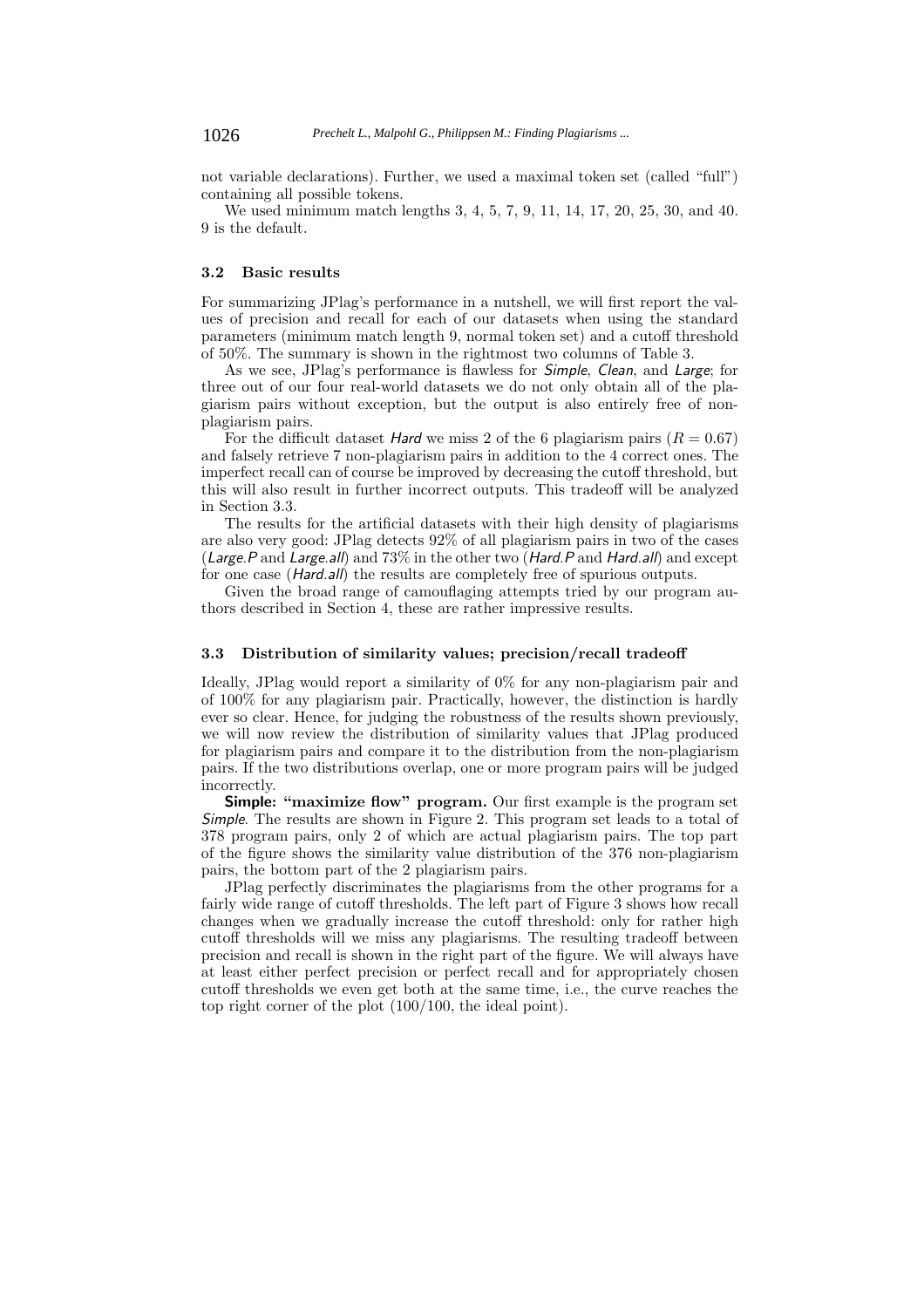not variable declarations). Further, we used a maximal token set (called "full") containing all possible tokens.

We used minimum match lengths 3, 4, 5, 7, 9, 11, 14, 17, 20, 25, 30, and 40. 9 is the default.

### 3.2 Basic results

For summarizing JPlag's performance in a nutshell, we will first report the values of precision and recall for each of our datasets when using the standard parameters (minimum match length 9, normal token set) and a cutoff threshold of 50%. The summary is shown in the rightmost two columns of Table 3.

As we see, JPlag's performance is flawless for *Simple*, *Clean*, and *Large*; for three out of our four real-world datasets we do not only obtain all of the plagiarism pairs without exception, but the output is also entirely free of non-plagiarism pairs.

For the difficult dataset *Hard* we miss 2 of the 6 plagiarism pairs ($R = 0.67$) and falsely retrieve 7 non-plagiarism pairs in addition to the 4 correct ones. The imperfect recall can of course be improved by decreasing the cutoff threshold, but this will also result in further incorrect outputs. This tradeoff will be analyzed in Section 3.3.

The results for the artificial datasets with their high density of plagiarisms are also very good: JPlag detects 92% of all plagiarism pairs in two of the cases (*Large.P* and *Large.all*) and 73% in the other two (*Hard.P* and *Hard.all*) and except for one case (*Hard.all*) the results are completely free of spurious outputs.

Given the broad range of camouflaging attempts tried by our program authors described in Section 4, these are rather impressive results.

### 3.3 Distribution of similarity values; precision/recall tradeoff

Ideally, JPlag would report a similarity of 0% for any non-plagiarism pair and of 100% for any plagiarism pair. Practically, however, the distinction is hardly ever so clear. Hence, for judging the robustness of the results shown previously, we will now review the distribution of similarity values that JPlag produced for plagiarism pairs and compare it to the distribution from the non-plagiarism pairs. If the two distributions overlap, one or more program pairs will be judged incorrectly.

**Simple: "maximize flow" program.** Our first example is the program set *Simple*. The results are shown in Figure 2. This program set leads to a total of 378 program pairs, only 2 of which are actual plagiarism pairs. The top part of the figure shows the similarity value distribution of the 376 non-plagiarism pairs, the bottom part of the 2 plagiarism pairs.

JPlag perfectly discriminates the plagiarisms from the other programs for a fairly wide range of cutoff thresholds. The left part of Figure 3 shows how recall changes when we gradually increase the cutoff threshold: only for rather high cutoff thresholds will we miss any plagiarisms. The resulting tradeoff between precision and recall is shown in the right part of the figure. We will always have at least either perfect precision or perfect recall and for appropriately chosen cutoff thresholds we even get both at the same time, i.e., the curve reaches the top right corner of the plot (100/100, the ideal point).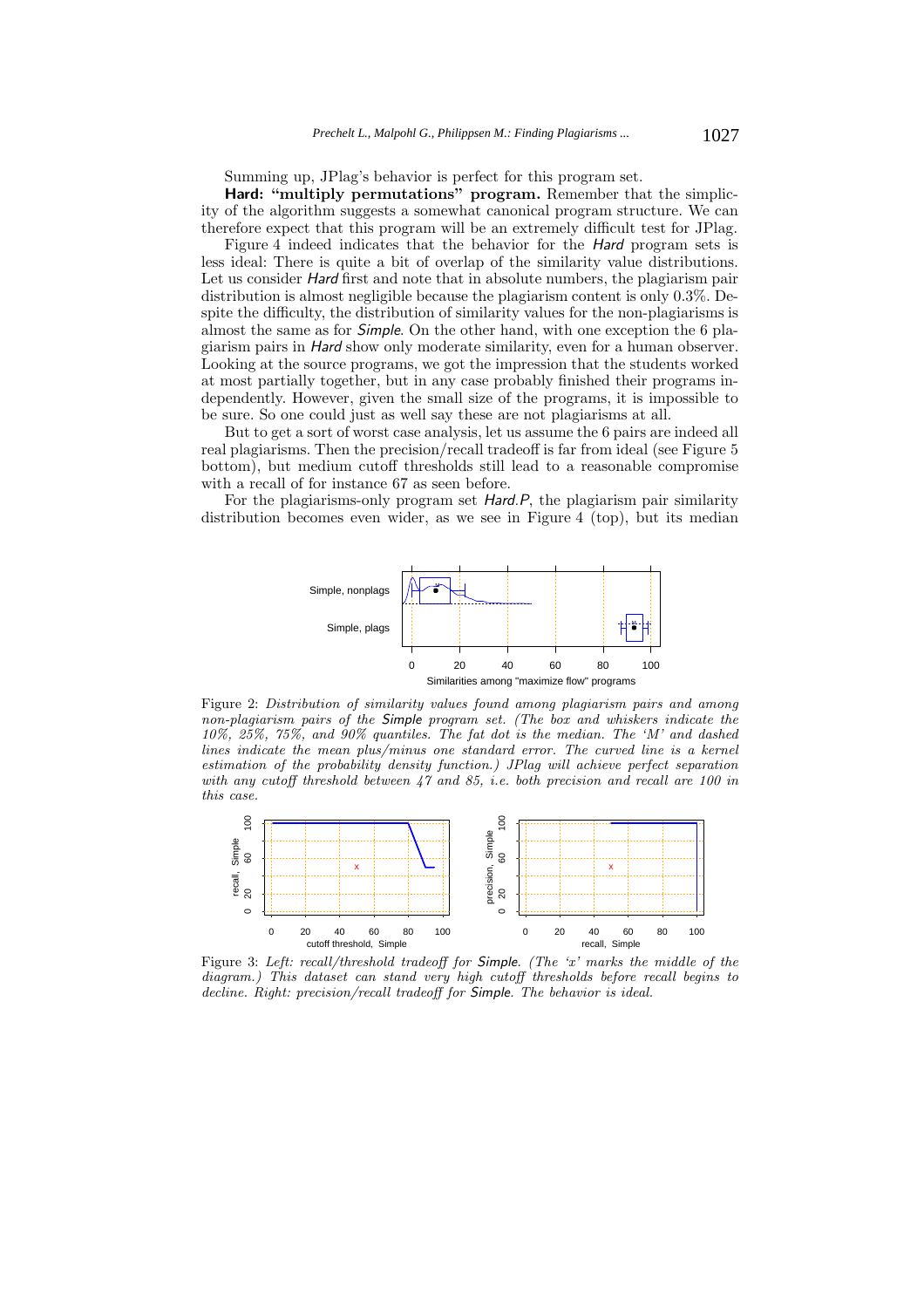Summing up, JPlag's behavior is perfect for this program set.

**Hard: "multiply permutations" program.** Remember that the simplicity of the algorithm suggests a somewhat canonical program structure. We can therefore expect that this program will be an extremely difficult test for JPlag.

Figure 4 indeed indicates that the behavior for the *Hard* program sets is less ideal: There is quite a bit of overlap of the similarity value distributions. Let us consider *Hard* first and note that in absolute numbers, the plagiarism pair distribution is almost negligible because the plagiarism content is only 0.3%. Despite the difficulty, the distribution of similarity values for the non-plagiarisms is almost the same as for *Simple*. On the other hand, with one exception the 6 plagiarism pairs in *Hard* show only moderate similarity, even for a human observer. Looking at the source programs, we got the impression that the students worked at most partially together, but in any case probably finished their programs independently. However, given the small size of the programs, it is impossible to be sure. So one could just as well say these are not plagiarisms at all.

But to get a sort of worst case analysis, let us assume the 6 pairs are indeed all real plagiarisms. Then the precision/recall tradeoff is far from ideal (see Figure 5 bottom), but medium cutoff thresholds still lead to a reasonable compromise with a recall of for instance 67 as seen before.

For the plagiarisms-only program set *Hard.P*, the plagiarism pair similarity distribution becomes even wider, as we see in Figure 4 (top), but its median

Figure 2: *Distribution of similarity values found among plagiarism pairs and among non-plagiarism pairs of the Simple program set. (The box and whiskers indicate the 10%, 25%, 75%, and 90% quantiles. The fat dot is the median. The 'M' and dashed lines indicate the mean plus/minus one standard error. The curved line is a kernel estimation of the probability density function.) JPlag will achieve perfect separation with any cutoff threshold between 47 and 85, i.e. both precision and recall are 100 in this case.*

Figure 3: *Left: recall/threshold tradeoff for Simple. (The 'x' marks the middle of the diagram.) This dataset can stand very high cutoff thresholds before recall begins to decline. Right: precision/recall tradeoff for Simple. The behavior is ideal.*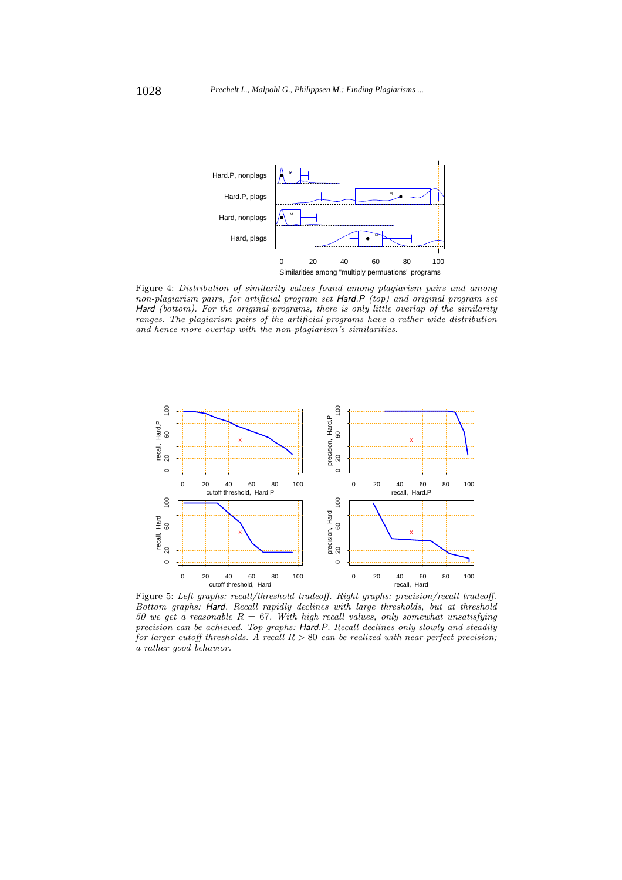Figure 4: *Distribution of similarity values found among plagiarism pairs and among non-plagiarism pairs, for artificial program set* Hard.P *(top) and original program set* Hard *(bottom). For the original programs, there is only little overlap of the similarity ranges. The plagiarism pairs of the artificial programs have a rather wide distribution and hence more overlap with the non-plagiarism's similarities.*

Figure 5: *Left graphs: recall/threshold tradeoff. Right graphs: precision/recall tradeoff. Bottom graphs:* Hard*. Recall rapidly declines with large thresholds, but at threshold 50 we get a reasonable $R = 67$. With high recall values, only somewhat unsatisfying precision can be achieved. Top graphs:* Hard.P*. Recall declines only slowly and steadily for larger cutoff thresholds. A recall $R > 80$ can be realized with near-perfect precision; a rather good behavior.*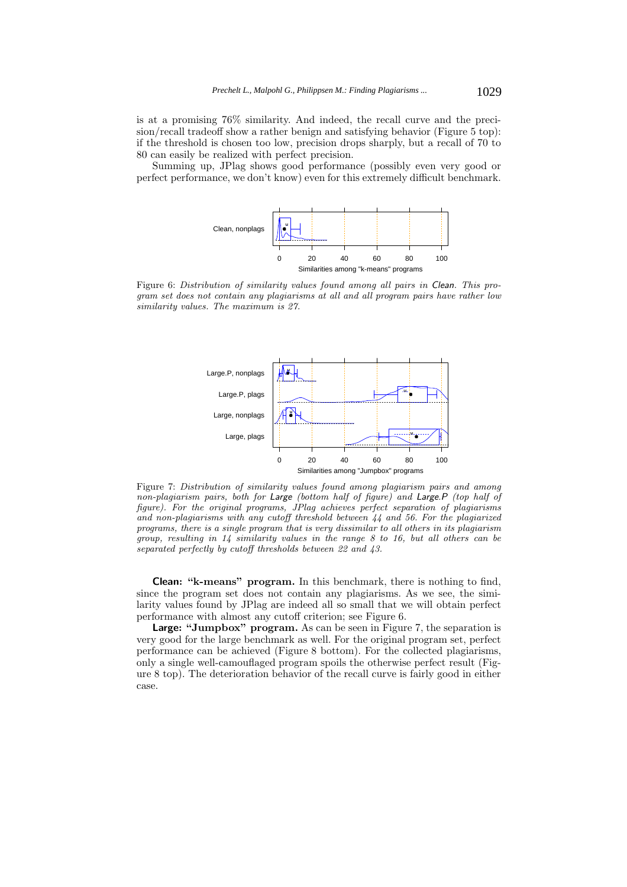is at a promising 76% similarity. And indeed, the recall curve and the precision/recall tradeoff show a rather benign and satisfying behavior (Figure 5 top): if the threshold is chosen too low, precision drops sharply, but a recall of 70 to 80 can easily be realized with perfect precision.

Summing up, JPlag shows good performance (possibly even very good or perfect performance, we don't know) even for this extremely difficult benchmark.

Figure 6: *Distribution of similarity values found among all pairs in Clean. This program set does not contain any plagiarisms at all and all program pairs have rather low similarity values. The maximum is 27.*

Figure 7: *Distribution of similarity values found among plagiarism pairs and among non-plagiarism pairs, both for Large (bottom half of figure) and Large.P (top half of figure). For the original programs, JPlag achieves perfect separation of plagiarisms and non-plagiarisms with any cutoff threshold between 44 and 56. For the plagiarized programs, there is a single program that is very dissimilar to all others in its plagiarism group, resulting in 14 similarity values in the range 8 to 16, but all others can be separated perfectly by cutoff thresholds between 22 and 43.*

**Clean: "k-means" program.** In this benchmark, there is nothing to find, since the program set does not contain any plagiarisms. As we see, the similarity values found by JPlag are indeed all so small that we will obtain perfect performance with almost any cutoff criterion; see Figure 6.

**Large: "Jumpbox" program.** As can be seen in Figure 7, the separation is very good for the large benchmark as well. For the original program set, perfect performance can be achieved (Figure 8 bottom). For the collected plagiarisms, only a single well-camouflaged program spoils the otherwise perfect result (Figure 8 top). The deterioration behavior of the recall curve is fairly good in either case.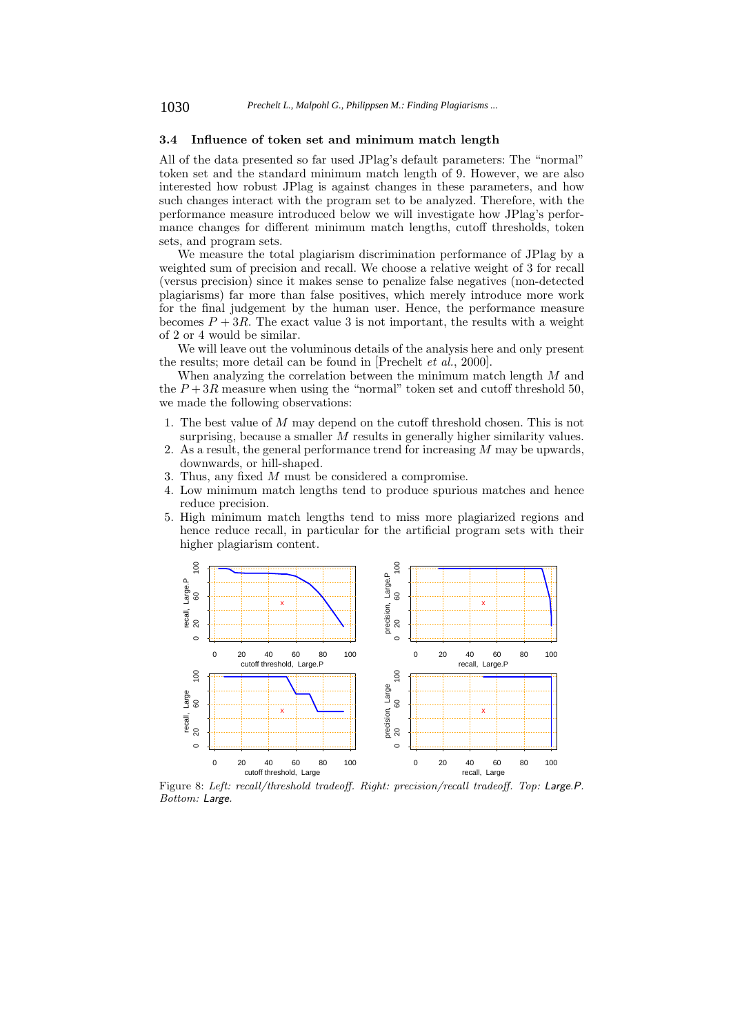### 3.4 Influence of token set and minimum match length

All of the data presented so far used JPlag's default parameters: The "normal" token set and the standard minimum match length of 9. However, we are also interested how robust JPlag is against changes in these parameters, and how such changes interact with the program set to be analyzed. Therefore, with the performance measure introduced below we will investigate how JPlag's performance changes for different minimum match lengths, cutoff thresholds, token sets, and program sets.

We measure the total plagiarism discrimination performance of JPlag by a weighted sum of precision and recall. We choose a relative weight of 3 for recall (versus precision) since it makes sense to penalize false negatives (non-detected plagiarisms) far more than false positives, which merely introduce more work for the final judgement by the human user. Hence, the performance measure becomes $P + 3R$. The exact value 3 is not important, the results with a weight of 2 or 4 would be similar.

We will leave out the voluminous details of the analysis here and only present the results; more detail can be found in [Prechelt *et al.*, 2000].

When analyzing the correlation between the minimum match length $M$ and the $P + 3R$ measure when using the "normal" token set and cutoff threshold 50, we made the following observations:

1. The best value of $M$ may depend on the cutoff threshold chosen. This is not surprising, because a smaller $M$ results in generally higher similarity values.
2. As a result, the general performance trend for increasing $M$ may be upwards, downwards, or hill-shaped.
3. Thus, any fixed $M$ must be considered a compromise.
4. Low minimum match lengths tend to produce spurious matches and hence reduce precision.
5. High minimum match lengths tend to miss more plagiarized regions and hence reduce recall, in particular for the artificial program sets with their higher plagiarism content.

Figure 8: *Left: recall/threshold tradeoff. Right: precision/recall tradeoff. Top:* Large.P. *Bottom:* Large.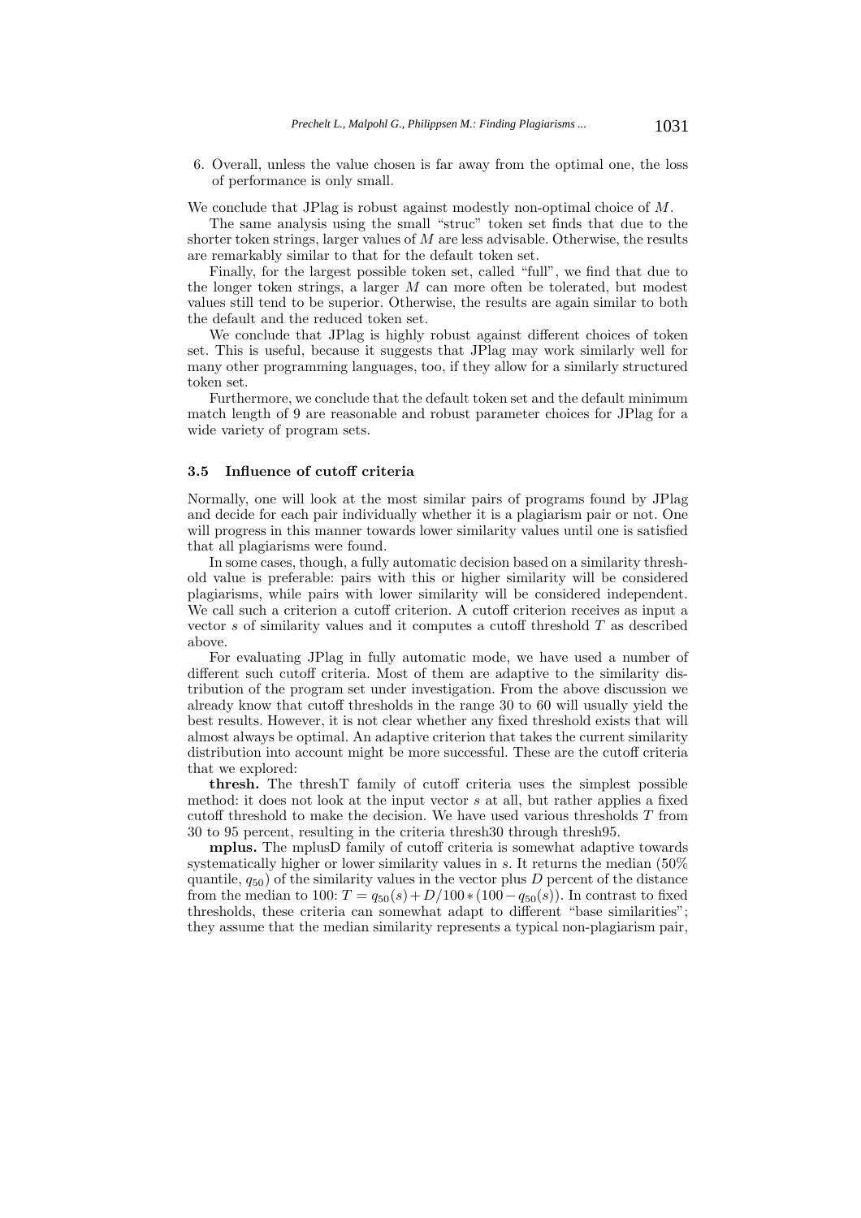6. Overall, unless the value chosen is far away from the optimal one, the loss of performance is only small.

We conclude that JPlag is robust against modestly non-optimal choice of $M$.

The same analysis using the small "struc" token set finds that due to the shorter token strings, larger values of $M$ are less advisable. Otherwise, the results are remarkably similar to that for the default token set.

Finally, for the largest possible token set, called "full", we find that due to the longer token strings, a larger $M$ can more often be tolerated, but modest values still tend to be superior. Otherwise, the results are again similar to both the default and the reduced token set.

We conclude that JPlag is highly robust against different choices of token set. This is useful, because it suggests that JPlag may work similarly well for many other programming languages, too, if they allow for a similarly structured token set.

Furthermore, we conclude that the default token set and the default minimum match length of 9 are reasonable and robust parameter choices for JPlag for a wide variety of program sets.

### 3.5 Influence of cutoff criteria

Normally, one will look at the most similar pairs of programs found by JPlag and decide for each pair individually whether it is a plagiarism pair or not. One will progress in this manner towards lower similarity values until one is satisfied that all plagiarisms were found.

In some cases, though, a fully automatic decision based on a similarity threshold value is preferable: pairs with this or higher similarity will be considered plagiarisms, while pairs with lower similarity will be considered independent. We call such a criterion a cutoff criterion. A cutoff criterion receives as input a vector $s$ of similarity values and it computes a cutoff threshold $T$ as described above.

For evaluating JPlag in fully automatic mode, we have used a number of different such cutoff criteria. Most of them are adaptive to the similarity distribution of the program set under investigation. From the above discussion we already know that cutoff thresholds in the range 30 to 60 will usually yield the best results. However, it is not clear whether any fixed threshold exists that will almost always be optimal. An adaptive criterion that takes the current similarity distribution into account might be more successful. These are the cutoff criteria that we explored:

**thresh.** The threshT family of cutoff criteria uses the simplest possible method: it does not look at the input vector $s$ at all, but rather applies a fixed cutoff threshold to make the decision. We have used various thresholds $T$ from 30 to 95 percent, resulting in the criteria thresh30 through thresh95.

**mplus.** The mplusD family of cutoff criteria is somewhat adaptive towards systematically higher or lower similarity values in $s$. It returns the median (50% quantile, $q_{50}$) of the similarity values in the vector plus $D$ percent of the distance from the median to 100: $T = q_{50}(s) + D/100 * (100 - q_{50}(s))$. In contrast to fixed thresholds, these criteria can somewhat adapt to different "base similarities"; they assume that the median similarity represents a typical non-plagiarism pair,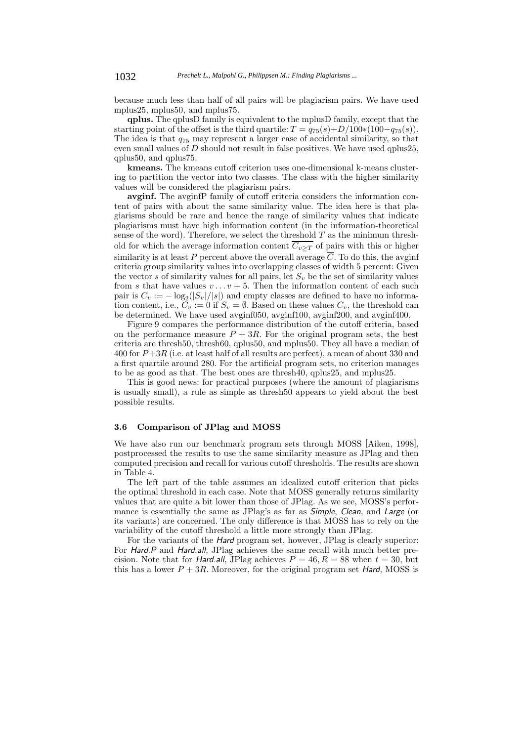because much less than half of all pairs will be plagiarism pairs. We have used mplus25, mplus50, and mplus75.

**qplus.** The qplusD family is equivalent to the mplusD family, except that the starting point of the offset is the third quartile: $T = q_{75}(s) + D/100*(100 - q_{75}(s))$. The idea is that $q_{75}$ may represent a larger case of accidental similarity, so that even small values of $D$ should not result in false positives. We have used qplus25, qplus50, and qplus75.

**kmeans.** The kmeans cutoff criterion uses one-dimensional k-means clustering to partition the vector into two classes. The class with the higher similarity values will be considered the plagiarism pairs.

**avginf.** The avginfP family of cutoff criteria considers the information content of pairs with about the same similarity value. The idea here is that plagiarisms should be rare and hence the range of similarity values that indicate plagiarisms must have high information content (in the information-theoretical sense of the word). Therefore, we select the threshold $T$ as the minimum threshold for which the average information content $\overline{C_{v \geq T}}$ of pairs with this or higher similarity is at least $P$ percent above the overall average $\overline{C}$. To do this, the avginf criteria group similarity values into overlapping classes of width 5 percent: Given the vector $s$ of similarity values for all pairs, let $S_v$ be the set of similarity values from $s$ that have values $v \ldots v + 5$. Then the information content of each such pair is $C_v := -\log_2(|S_v|/|s|)$ and empty classes are defined to have no information content, i.e., $C_v := 0$ if $S_v = \emptyset$. Based on these values $C_v$, the threshold can be determined. We have used avginf050, avginf100, avginf200, and avginf400.

Figure 9 compares the performance distribution of the cutoff criteria, based on the performance measure $P + 3R$. For the original program sets, the best criteria are thresh50, thresh60, qplus50, and mplus50. They all have a median of 400 for $P+3R$ (i.e. at least half of all results are perfect), a mean of about 330 and a first quartile around 280. For the artificial program sets, no criterion manages to be as good as that. The best ones are thresh40, qplus25, and mplus25.

This is good news: for practical purposes (where the amount of plagiarisms is usually small), a rule as simple as thresh50 appears to yield about the best possible results.

### 3.6 Comparison of JPlag and MOSS

We have also run our benchmark program sets through MOSS [Aiken, 1998], postprocessed the results to use the same similarity measure as JPlag and then computed precision and recall for various cutoff thresholds. The results are shown in Table 4.

The left part of the table assumes an idealized cutoff criterion that picks the optimal threshold in each case. Note that MOSS generally returns similarity values that are quite a bit lower than those of JPlag. As we see, MOSS's performance is essentially the same as JPlag's as far as *Simple*, *Clean*, and *Large* (or its variants) are concerned. The only difference is that MOSS has to rely on the variability of the cutoff threshold a little more strongly than JPlag.

For the variants of the *Hard* program set, however, JPlag is clearly superior: For *Hard.P* and *Hard.all*, JPlag achieves the same recall with much better precision. Note that for *Hard.all*, JPlag achieves $P = 46, R = 88$ when $t = 30$, but this has a lower $P + 3R$. Moreover, for the original program set *Hard*, MOSS is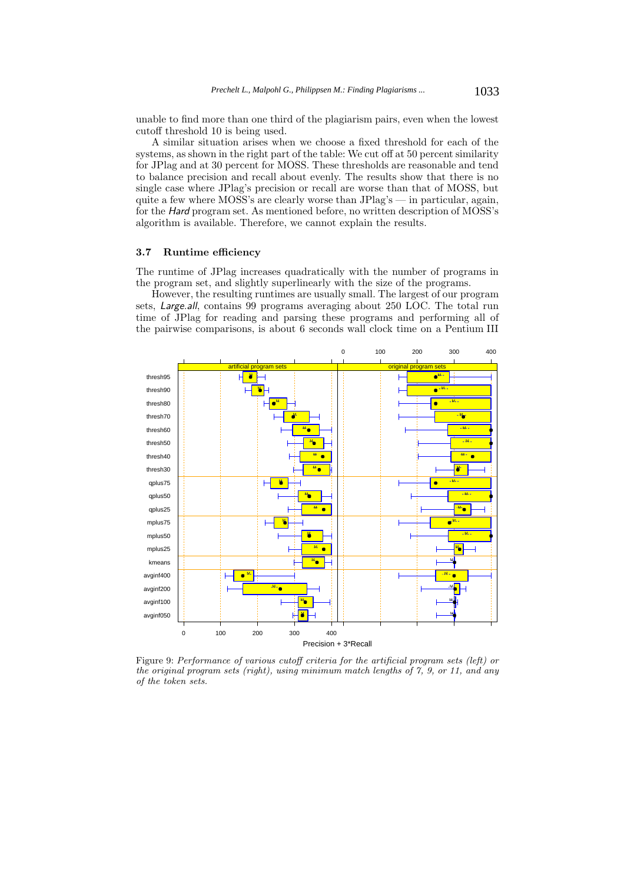unable to find more than one third of the plagiarism pairs, even when the lowest cutoff threshold 10 is being used.

A similar situation arises when we choose a fixed threshold for each of the systems, as shown in the right part of the table: We cut off at 50 percent similarity for JPlag and at 30 percent for MOSS. These thresholds are reasonable and tend to balance precision and recall about evenly. The results show that there is no single case where JPlag's precision or recall are worse than that of MOSS, but quite a few where MOSS's are clearly worse than JPlag's — in particular, again, for the *Hard* program set. As mentioned before, no written description of MOSS's algorithm is available. Therefore, we cannot explain the results.

### 3.7 Runtime efficiency

The runtime of JPlag increases quadratically with the number of programs in the program set, and slightly superlinearly with the size of the programs.

However, the resulting runtimes are usually small. The largest of our program sets, *Large.all*, contains 99 programs averaging about 250 LOC. The total run time of JPlag for reading and parsing these programs and performing all of the pairwise comparisons, is about 6 seconds wall clock time on a Pentium III

Figure 9: *Performance of various cutoff criteria for the artificial program sets (left) or the original program sets (right), using minimum match lengths of 7, 9, or 11, and any of the token sets.*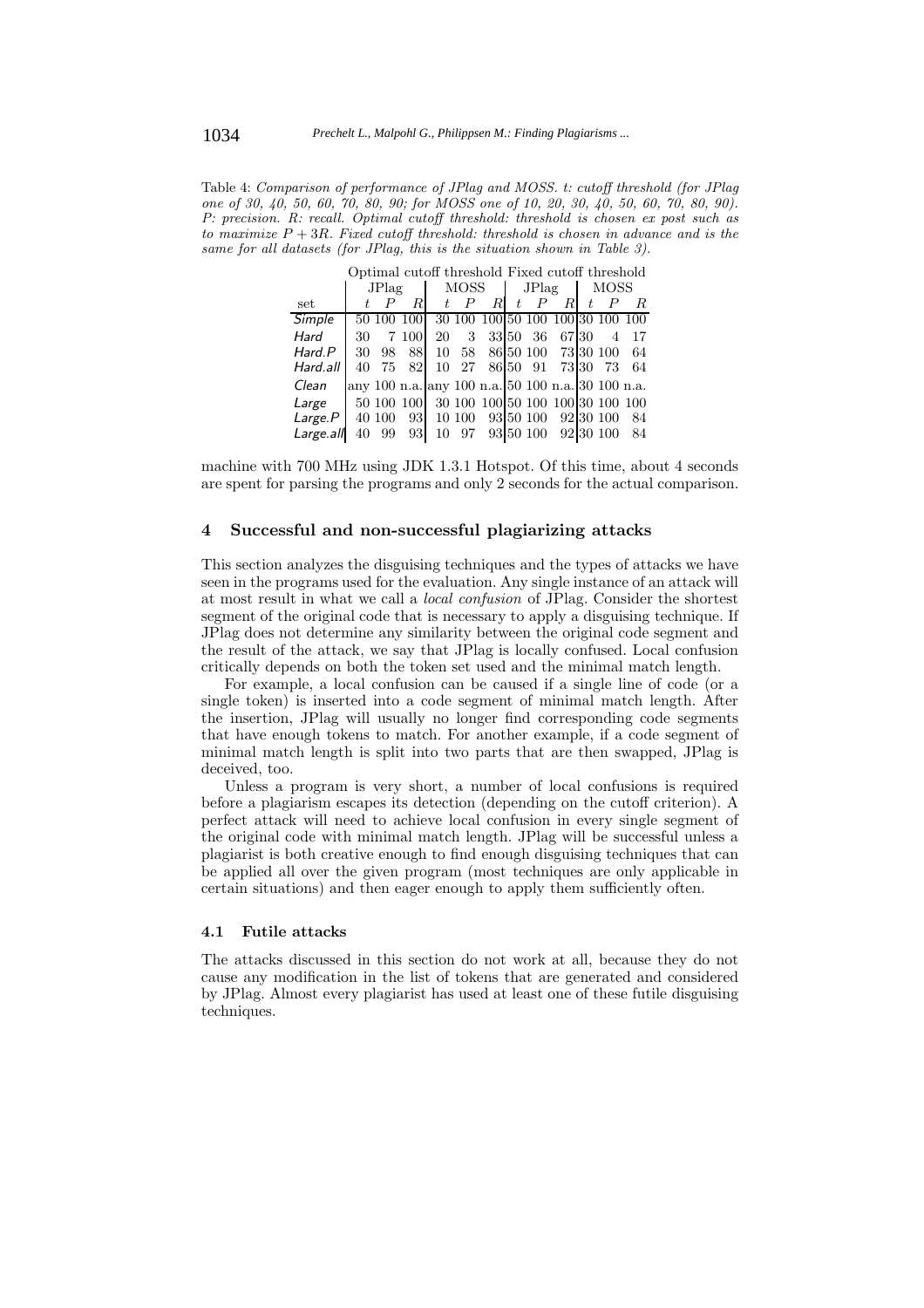Table 4: *Comparison of performance of JPlag and MOSS. t: cutoff threshold (for JPlag one of 30, 40, 50, 60, 70, 80, 90; for MOSS one of 10, 20, 30, 40, 50, 60, 70, 80, 90). P: precision. R: recall. Optimal cutoff threshold: threshold is chosen ex post such as to maximize $P + 3R$. Fixed cutoff threshold: threshold is chosen in advance and is the same for all datasets (for JPlag, this is the situation shown in Table 3).*

| | Optimal cutoff threshold | | | | | | Fixed cutoff threshold | | | | | |
|---|---|---|---|---|---|---|---|---|---|---|---|---|
| | JPlag | | | MOSS | | | JPlag | | | MOSS | | |
| set | $t$ | $P$ | $R$ | $t$ | $P$ | $R$ | $t$ | $P$ | $R$ | $t$ | $P$ | $R$ |
| *Simple* | 50 | 100 | 100 | 30 | 100 | 100 | 50 | 100 | 100 | 30 | 100 | 100 |
| *Hard* | 30 | 7 | 100 | 20 | 3 | 33 | 50 | 36 | 67 | 30 | 4 | 17 |
| *Hard.P* | 30 | 98 | 88 | 10 | 58 | 86 | 50 | 100 | 73 | 30 | 100 | 64 |
| *Hard.all* | 40 | 75 | 82 | 10 | 27 | 86 | 50 | 91 | 73 | 30 | 73 | 64 |
| *Clean* | any | 100 | n.a. | any | 100 | n.a. | 50 | 100 | n.a. | 30 | 100 | n.a. |
| *Large* | 50 | 100 | 100 | 30 | 100 | 100 | 50 | 100 | 100 | 30 | 100 | 100 |
| *Large.P* | 40 | 100 | 93 | 10 | 100 | 93 | 50 | 100 | 92 | 30 | 100 | 84 |
| *Large.all* | 40 | 99 | 93 | 10 | 97 | 93 | 50 | 100 | 92 | 30 | 100 | 84 |

machine with 700 MHz using JDK 1.3.1 Hotspot. Of this time, about 4 seconds are spent for parsing the programs and only 2 seconds for the actual comparison.

## 4 Successful and non-successful plagiarizing attacks

This section analyzes the disguising techniques and the types of attacks we have seen in the programs used for the evaluation. Any single instance of an attack will at most result in what we call a *local confusion* of JPlag. Consider the shortest segment of the original code that is necessary to apply a disguising technique. If JPlag does not determine any similarity between the original code segment and the result of the attack, we say that JPlag is locally confused. Local confusion critically depends on both the token set used and the minimal match length.

For example, a local confusion can be caused if a single line of code (or a single token) is inserted into a code segment of minimal match length. After the insertion, JPlag will usually no longer find corresponding code segments that have enough tokens to match. For another example, if a code segment of minimal match length is split into two parts that are then swapped, JPlag is deceived, too.

Unless a program is very short, a number of local confusions is required before a plagiarism escapes its detection (depending on the cutoff criterion). A perfect attack will need to achieve local confusion in every single segment of the original code with minimal match length. JPlag will be successful unless a plagiarist is both creative enough to find enough disguising techniques that can be applied all over the given program (most techniques are only applicable in certain situations) and then eager enough to apply them sufficiently often.

### 4.1 Futile attacks

The attacks discussed in this section do not work at all, because they do not cause any modification in the list of tokens that are generated and considered by JPlag. Almost every plagiarist has used at least one of these futile disguising techniques.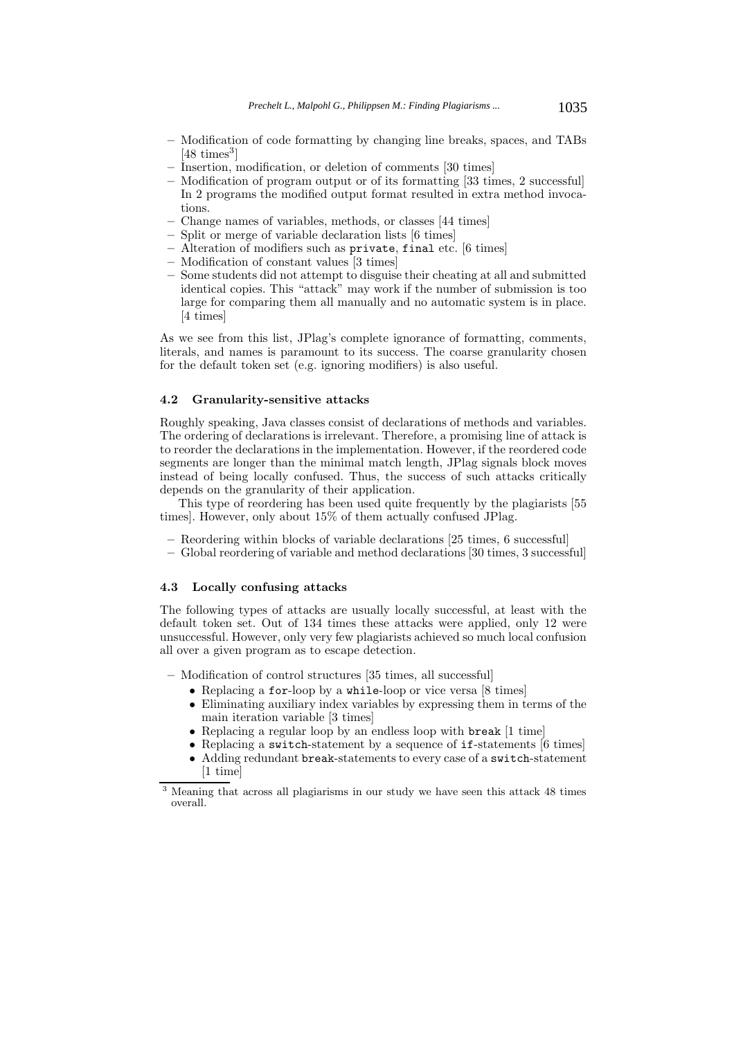- Modification of code formatting by changing line breaks, spaces, and TABs [48 times[3]]
- Insertion, modification, or deletion of comments [30 times]
- Modification of program output or of its formatting [33 times, 2 successful] In 2 programs the modified output format resulted in extra method invocations.
- Change names of variables, methods, or classes [44 times]
- Split or merge of variable declaration lists [6 times]
- Alteration of modifiers such as `private`, `final` etc. [6 times]
- Modification of constant values [3 times]
- Some students did not attempt to disguise their cheating at all and submitted identical copies. This "attack" may work if the number of submission is too large for comparing them all manually and no automatic system is in place. [4 times]

As we see from this list, JPlag's complete ignorance of formatting, comments, literals, and names is paramount to its success. The coarse granularity chosen for the default token set (e.g. ignoring modifiers) is also useful.

### 4.2 Granularity-sensitive attacks

Roughly speaking, Java classes consist of declarations of methods and variables. The ordering of declarations is irrelevant. Therefore, a promising line of attack is to reorder the declarations in the implementation. However, if the reordered code segments are longer than the minimal match length, JPlag signals block moves instead of being locally confused. Thus, the success of such attacks critically depends on the granularity of their application.

This type of reordering has been used quite frequently by the plagiarists [55 times]. However, only about 15% of them actually confused JPlag.

- Reordering within blocks of variable declarations [25 times, 6 successful]
- Global reordering of variable and method declarations [30 times, 3 successful]

### 4.3 Locally confusing attacks

The following types of attacks are usually locally successful, at least with the default token set. Out of 134 times these attacks were applied, only 12 were unsuccessful. However, only very few plagiarists achieved so much local confusion all over a given program as to escape detection.

- Modification of control structures [35 times, all successful]
  - Replacing a `for`-loop by a `while`-loop or vice versa [8 times]
  - Eliminating auxiliary index variables by expressing them in terms of the main iteration variable [3 times]
  - Replacing a regular loop by an endless loop with `break` [1 time]
  - Replacing a `switch`-statement by a sequence of `if`-statements [6 times]
  - Adding redundant `break`-statements to every case of a `switch`-statement [1 time]

[3] Meaning that across all plagiarisms in our study we have seen this attack 48 times overall.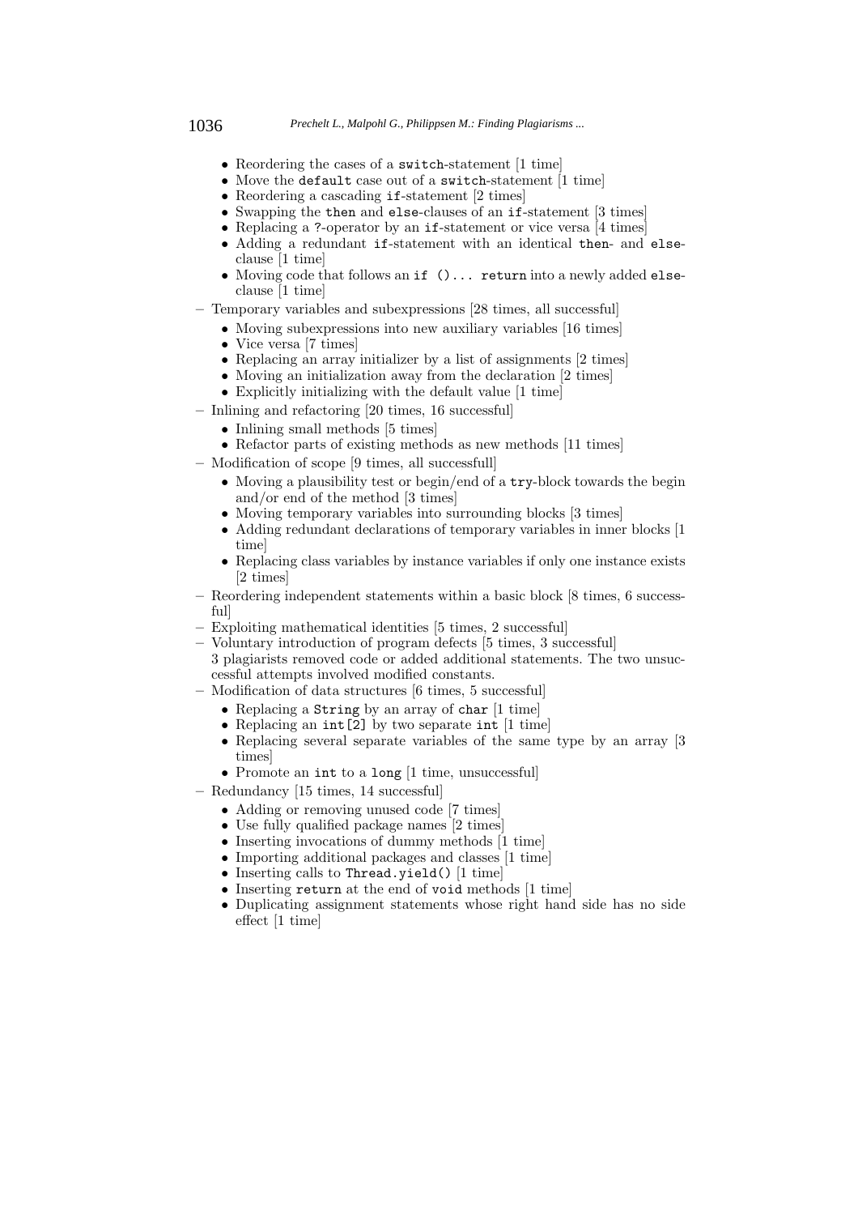- Reordering the cases of a `switch`-statement [1 time]
  - Move the `default` case out of a `switch`-statement [1 time]
  - Reordering a cascading `if`-statement [2 times]
  - Swapping the `then` and `else`-clauses of an `if`-statement [3 times]
  - Replacing a `?`-operator by an `if`-statement or vice versa [4 times]
  - Adding a redundant `if`-statement with an identical `then`- and `else`-clause [1 time]
  - Moving code that follows an `if ()... return` into a newly added `else`-clause [1 time]
- Temporary variables and subexpressions [28 times, all successful]
  - Moving subexpressions into new auxiliary variables [16 times]
  - Vice versa [7 times]
  - Replacing an array initializer by a list of assignments [2 times]
  - Moving an initialization away from the declaration [2 times]
  - Explicitly initializing with the default value [1 time]
- Inlining and refactoring [20 times, 16 successful]
  - Inlining small methods [5 times]
  - Refactor parts of existing methods as new methods [11 times]
- Modification of scope [9 times, all successfull]
  - Moving a plausibility test or begin/end of a `try`-block towards the begin and/or end of the method [3 times]
  - Moving temporary variables into surrounding blocks [3 times]
  - Adding redundant declarations of temporary variables in inner blocks [1 time]
  - Replacing class variables by instance variables if only one instance exists [2 times]
- Reordering independent statements within a basic block [8 times, 6 successful]
- Exploiting mathematical identities [5 times, 2 successful]
- Voluntary introduction of program defects [5 times, 3 successful]
  3 plagiarists removed code or added additional statements. The two unsuccessful attempts involved modified constants.
- Modification of data structures [6 times, 5 successful]
  - Replacing a `String` by an array of `char` [1 time]
  - Replacing an `int[2]` by two separate `int` [1 time]
  - Replacing several separate variables of the same type by an array [3 times]
  - Promote an `int` to a `long` [1 time, unsuccessful]
- Redundancy [15 times, 14 successful]
  - Adding or removing unused code [7 times]
  - Use fully qualified package names [2 times]
  - Inserting invocations of dummy methods [1 time]
  - Importing additional packages and classes [1 time]
  - Inserting calls to `Thread.yield()` [1 time]
  - Inserting `return` at the end of `void` methods [1 time]
  - Duplicating assignment statements whose right hand side has no side effect [1 time]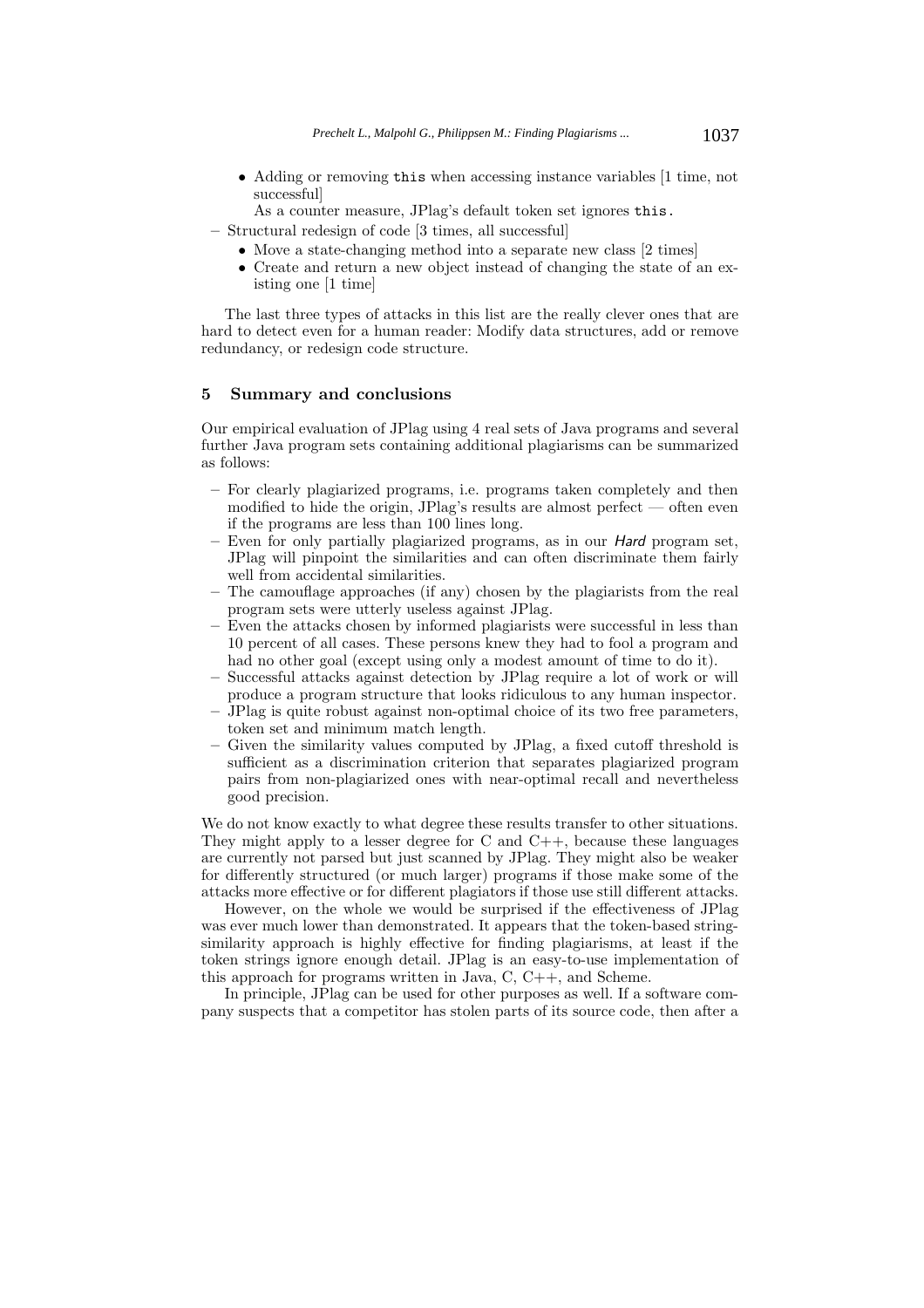- Adding or removing `this` when accessing instance variables [1 time, not successful]
     As a counter measure, JPlag's default token set ignores `this`.
- Structural redesign of code [3 times, all successful]
   - Move a state-changing method into a separate new class [2 times]
   - Create and return a new object instead of changing the state of an existing one [1 time]

The last three types of attacks in this list are the really clever ones that are hard to detect even for a human reader: Modify data structures, add or remove redundancy, or redesign code structure.

## 5 Summary and conclusions

Our empirical evaluation of JPlag using 4 real sets of Java programs and several further Java program sets containing additional plagiarisms can be summarized as follows:

- For clearly plagiarized programs, i.e. programs taken completely and then modified to hide the origin, JPlag's results are almost perfect — often even if the programs are less than 100 lines long.
- Even for only partially plagiarized programs, as in our *Hard* program set, JPlag will pinpoint the similarities and can often discriminate them fairly well from accidental similarities.
- The camouflage approaches (if any) chosen by the plagiarists from the real program sets were utterly useless against JPlag.
- Even the attacks chosen by informed plagiarists were successful in less than 10 percent of all cases. These persons knew they had to fool a program and had no other goal (except using only a modest amount of time to do it).
- Successful attacks against detection by JPlag require a lot of work or will produce a program structure that looks ridiculous to any human inspector.
- JPlag is quite robust against non-optimal choice of its two free parameters, token set and minimum match length.
- Given the similarity values computed by JPlag, a fixed cutoff threshold is sufficient as a discrimination criterion that separates plagiarized program pairs from non-plagiarized ones with near-optimal recall and nevertheless good precision.

We do not know exactly to what degree these results transfer to other situations. They might apply to a lesser degree for C and C++, because these languages are currently not parsed but just scanned by JPlag. They might also be weaker for differently structured (or much larger) programs if those make some of the attacks more effective or for different plagiators if those use still different attacks.

However, on the whole we would be surprised if the effectiveness of JPlag was ever much lower than demonstrated. It appears that the token-based string-similarity approach is highly effective for finding plagiarisms, at least if the token strings ignore enough detail. JPlag is an easy-to-use implementation of this approach for programs written in Java, C, C++, and Scheme.

In principle, JPlag can be used for other purposes as well. If a software company suspects that a competitor has stolen parts of its source code, then after a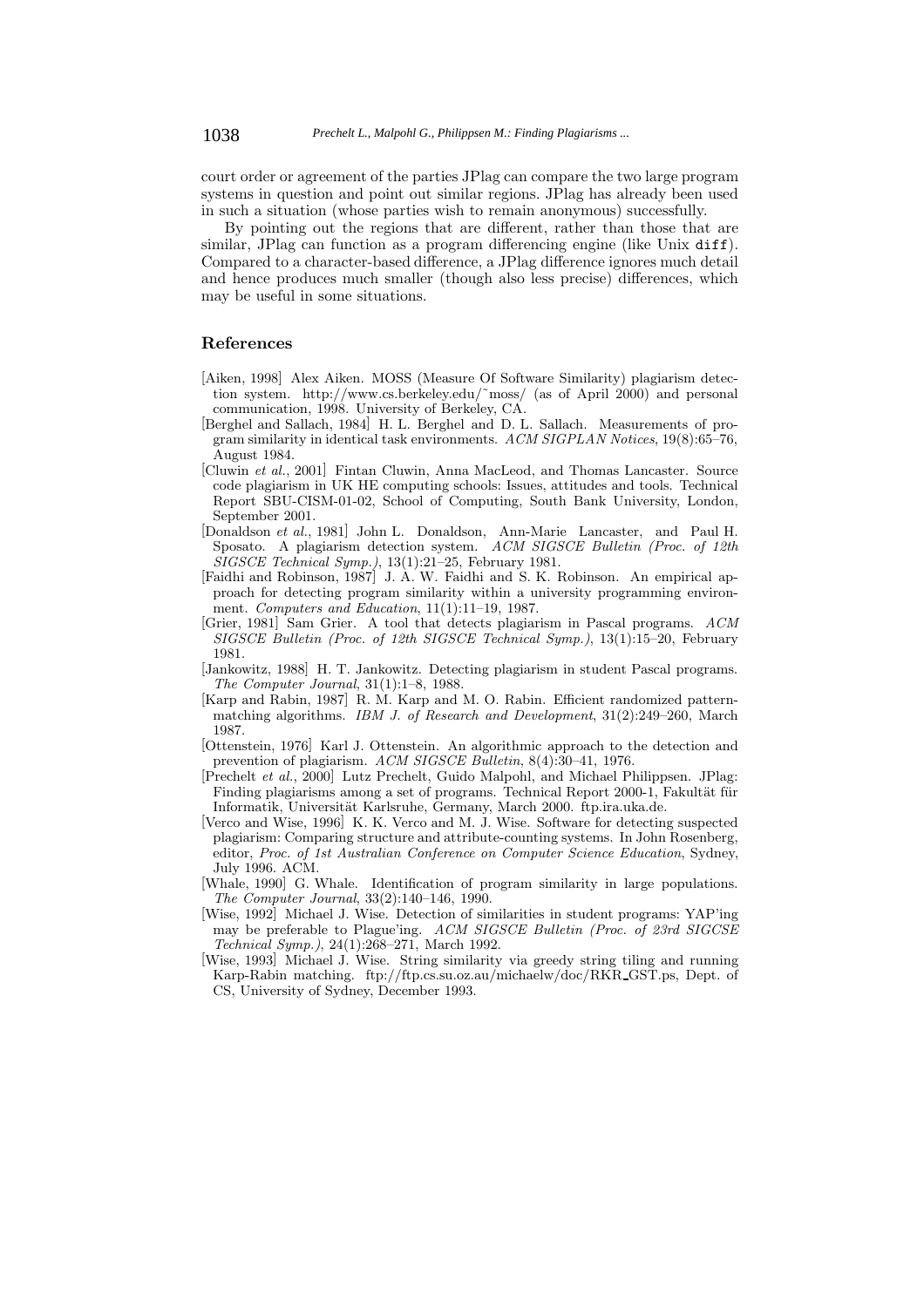court order or agreement of the parties JPlag can compare the two large program systems in question and point out similar regions. JPlag has already been used in such a situation (whose parties wish to remain anonymous) successfully.

By pointing out the regions that are different, rather than those that are similar, JPlag can function as a program differencing engine (like Unix `diff`). Compared to a character-based difference, a JPlag difference ignores much detail and hence produces much smaller (though also less precise) differences, which may be useful in some situations.

## References

[Aiken, 1998] Alex Aiken. MOSS (Measure Of Software Similarity) plagiarism detection system. http://www.cs.berkeley.edu/˜moss/ (as of April 2000) and personal communication, 1998. University of Berkeley, CA.

[Berghel and Sallach, 1984] H. L. Berghel and D. L. Sallach. Measurements of program similarity in identical task environments. *ACM SIGPLAN Notices*, 19(8):65–76, August 1984.

[Cluwin *et al.*, 2001] Fintan Cluwin, Anna MacLeod, and Thomas Lancaster. Source code plagiarism in UK HE computing schools: Issues, attitudes and tools. Technical Report SBU-CISM-01-02, School of Computing, South Bank University, London, September 2001.

[Donaldson *et al.*, 1981] John L. Donaldson, Ann-Marie Lancaster, and Paul H. Sposato. A plagiarism detection system. *ACM SIGSCE Bulletin (Proc. of 12th SIGSCE Technical Symp.)*, 13(1):21–25, February 1981.

[Faidhi and Robinson, 1987] J. A. W. Faidhi and S. K. Robinson. An empirical approach for detecting program similarity within a university programming environment. *Computers and Education*, 11(1):11–19, 1987.

[Grier, 1981] Sam Grier. A tool that detects plagiarism in Pascal programs. *ACM SIGSCE Bulletin (Proc. of 12th SIGSCE Technical Symp.)*, 13(1):15–20, February 1981.

[Jankowitz, 1988] H. T. Jankowitz. Detecting plagiarism in student Pascal programs. *The Computer Journal*, 31(1):1–8, 1988.

[Karp and Rabin, 1987] R. M. Karp and M. O. Rabin. Efficient randomized pattern-matching algorithms. *IBM J. of Research and Development*, 31(2):249–260, March 1987.

[Ottenstein, 1976] Karl J. Ottenstein. An algorithmic approach to the detection and prevention of plagiarism. *ACM SIGSCE Bulletin*, 8(4):30–41, 1976.

[Prechelt *et al.*, 2000] Lutz Prechelt, Guido Malpohl, and Michael Philippsen. JPlag: Finding plagiarisms among a set of programs. Technical Report 2000-1, Fakultät für Informatik, Universität Karlsruhe, Germany, March 2000. ftp.ira.uka.de.

[Verco and Wise, 1996] K. K. Verco and M. J. Wise. Software for detecting suspected plagiarism: Comparing structure and attribute-counting systems. In John Rosenberg, editor, *Proc. of 1st Australian Conference on Computer Science Education*, Sydney, July 1996. ACM.

[Whale, 1990] G. Whale. Identification of program similarity in large populations. *The Computer Journal*, 33(2):140–146, 1990.

[Wise, 1992] Michael J. Wise. Detection of similarities in student programs: YAP'ing may be preferable to Plague'ing. *ACM SIGSCE Bulletin (Proc. of 23rd SIGCSE Technical Symp.)*, 24(1):268–271, March 1992.

[Wise, 1993] Michael J. Wise. String similarity via greedy string tiling and running Karp-Rabin matching. ftp://ftp.cs.su.oz.au/michaelw/doc/RKR_GST.ps, Dept. of CS, University of Sydney, December 1993.